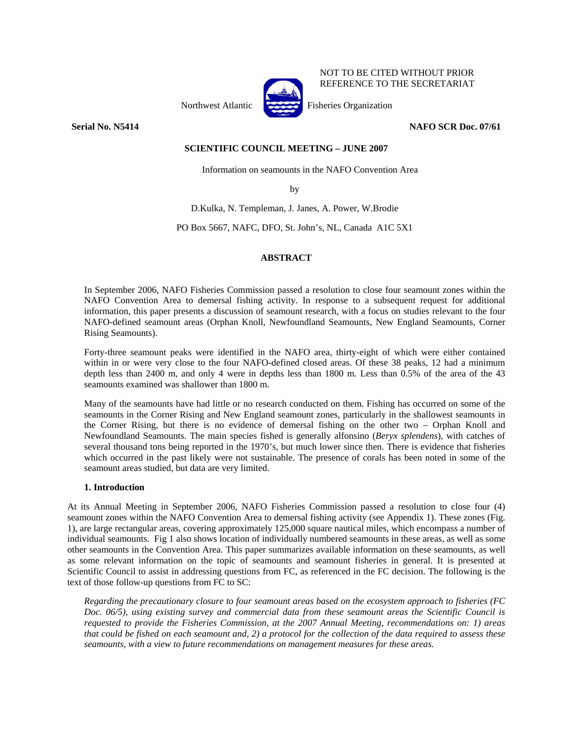NOT TO BE CITED WITHOUT PRIOR REFERENCE TO THE SECRETARIAT

Northwest Atlantic Fisheries Organization

**Serial No. N5414** **NAFO SCR Doc. 07/61**

**SCIENTIFIC COUNCIL MEETING – JUNE 2007**

Information on seamounts in the NAFO Convention Area

by

D.Kulka, N. Templeman, J. Janes, A. Power, W.Brodie

PO Box 5667, NAFC, DFO, St. John's, NL, Canada A1C 5X1

## ABSTRACT

In September 2006, NAFO Fisheries Commission passed a resolution to close four seamount zones within the NAFO Convention Area to demersal fishing activity. In response to a subsequent request for additional information, this paper presents a discussion of seamount research, with a focus on studies relevant to the four NAFO-defined seamount areas (Orphan Knoll, Newfoundland Seamounts, New England Seamounts, Corner Rising Seamounts).

Forty-three seamount peaks were identified in the NAFO area, thirty-eight of which were either contained within in or were very close to the four NAFO-defined closed areas. Of these 38 peaks, 12 had a minimum depth less than 2400 m, and only 4 were in depths less than 1800 m. Less than 0.5% of the area of the 43 seamounts examined was shallower than 1800 m.

Many of the seamounts have had little or no research conducted on them. Fishing has occurred on some of the seamounts in the Corner Rising and New England seamount zones, particularly in the shallowest seamounts in the Corner Rising, but there is no evidence of demersal fishing on the other two – Orphan Knoll and Newfoundland Seamounts. The main species fished is generally alfonsino (*Beryx splendens*), with catches of several thousand tons being reported in the 1970's, but much lower since then. There is evidence that fisheries which occurred in the past likely were not sustainable. The presence of corals has been noted in some of the seamount areas studied, but data are very limited.

### 1. Introduction

At its Annual Meeting in September 2006, NAFO Fisheries Commission passed a resolution to close four (4) seamount zones within the NAFO Convention Area to demersal fishing activity (see Appendix 1). These zones (Fig. 1), are large rectangular areas, covering approximately 125,000 square nautical miles, which encompass a number of individual seamounts. Fig 1 also shows location of individually numbered seamounts in these areas, as well as some other seamounts in the Convention Area. This paper summarizes available information on these seamounts, as well as some relevant information on the topic of seamounts and seamount fisheries in general. It is presented at Scientific Council to assist in addressing questions from FC, as referenced in the FC decision. The following is the text of those follow-up questions from FC to SC:

*Regarding the precautionary closure to four seamount areas based on the ecosystem approach to fisheries (FC Doc. 06/5), using existing survey and commercial data from these seamount areas the Scientific Council is requested to provide the Fisheries Commission, at the 2007 Annual Meeting, recommendations on: 1) areas that could be fished on each seamount and, 2) a protocol for the collection of the data required to assess these seamounts, with a view to future recommendations on management measures for these areas.*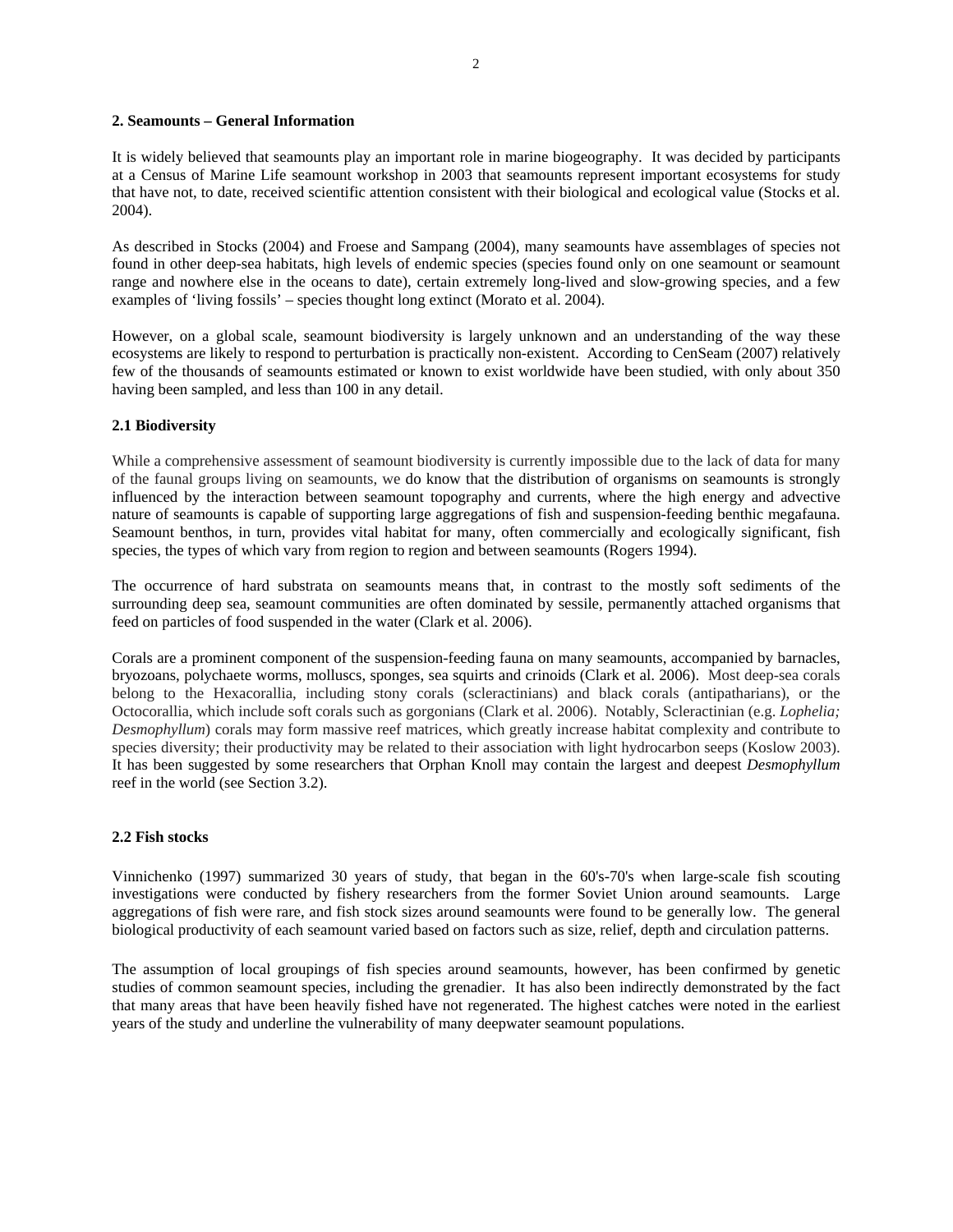## 2. Seamounts – General Information

It is widely believed that seamounts play an important role in marine biogeography. It was decided by participants at a Census of Marine Life seamount workshop in 2003 that seamounts represent important ecosystems for study that have not, to date, received scientific attention consistent with their biological and ecological value (Stocks et al. 2004).

As described in Stocks (2004) and Froese and Sampang (2004), many seamounts have assemblages of species not found in other deep-sea habitats, high levels of endemic species (species found only on one seamount or seamount range and nowhere else in the oceans to date), certain extremely long-lived and slow-growing species, and a few examples of 'living fossils' – species thought long extinct (Morato et al. 2004).

However, on a global scale, seamount biodiversity is largely unknown and an understanding of the way these ecosystems are likely to respond to perturbation is practically non-existent. According to CenSeam (2007) relatively few of the thousands of seamounts estimated or known to exist worldwide have been studied, with only about 350 having been sampled, and less than 100 in any detail.

### 2.1 Biodiversity

While a comprehensive assessment of seamount biodiversity is currently impossible due to the lack of data for many of the faunal groups living on seamounts, we do know that the distribution of organisms on seamounts is strongly influenced by the interaction between seamount topography and currents, where the high energy and advective nature of seamounts is capable of supporting large aggregations of fish and suspension-feeding benthic megafauna. Seamount benthos, in turn, provides vital habitat for many, often commercially and ecologically significant, fish species, the types of which vary from region to region and between seamounts (Rogers 1994).

The occurrence of hard substrata on seamounts means that, in contrast to the mostly soft sediments of the surrounding deep sea, seamount communities are often dominated by sessile, permanently attached organisms that feed on particles of food suspended in the water (Clark et al. 2006).

Corals are a prominent component of the suspension-feeding fauna on many seamounts, accompanied by barnacles, bryozoans, polychaete worms, molluscs, sponges, sea squirts and crinoids (Clark et al. 2006). Most deep-sea corals belong to the Hexacorallia, including stony corals (scleractinians) and black corals (antipatharians), or the Octocorallia, which include soft corals such as gorgonians (Clark et al. 2006). Notably, Scleractinian (e.g. *Lophelia; Desmophyllum*) corals may form massive reef matrices, which greatly increase habitat complexity and contribute to species diversity; their productivity may be related to their association with light hydrocarbon seeps (Koslow 2003). It has been suggested by some researchers that Orphan Knoll may contain the largest and deepest *Desmophyllum* reef in the world (see Section 3.2).

### 2.2 Fish stocks

Vinnichenko (1997) summarized 30 years of study, that began in the 60's-70's when large-scale fish scouting investigations were conducted by fishery researchers from the former Soviet Union around seamounts. Large aggregations of fish were rare, and fish stock sizes around seamounts were found to be generally low. The general biological productivity of each seamount varied based on factors such as size, relief, depth and circulation patterns.

The assumption of local groupings of fish species around seamounts, however, has been confirmed by genetic studies of common seamount species, including the grenadier. It has also been indirectly demonstrated by the fact that many areas that have been heavily fished have not regenerated. The highest catches were noted in the earliest years of the study and underline the vulnerability of many deepwater seamount populations.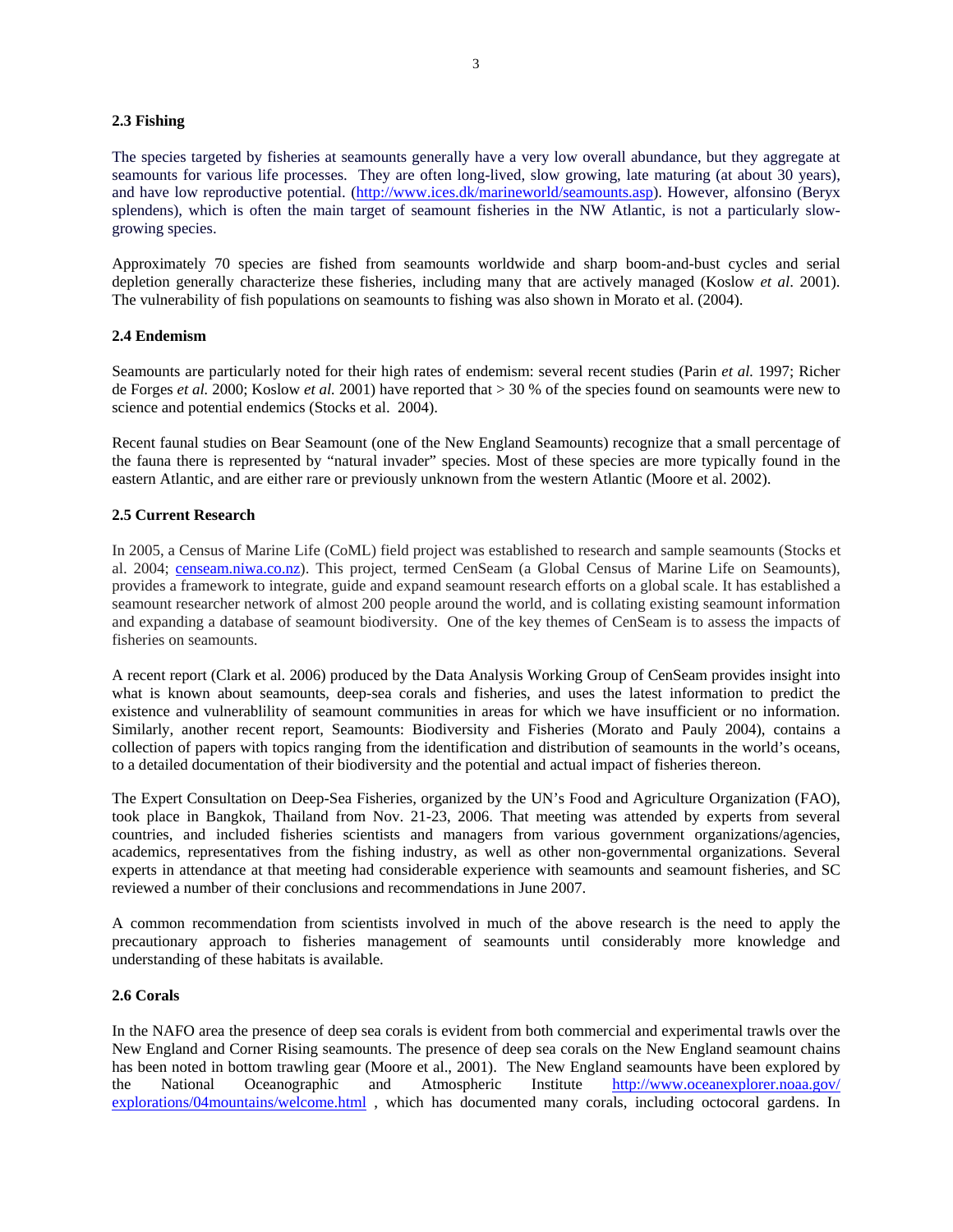### 2.3 Fishing

The species targeted by fisheries at seamounts generally have a very low overall abundance, but they aggregate at seamounts for various life processes. They are often long-lived, slow growing, late maturing (at about 30 years), and have low reproductive potential. (http://www.ices.dk/marineworld/seamounts.asp). However, alfonsino (Beryx splendens), which is often the main target of seamount fisheries in the NW Atlantic, is not a particularly slow-growing species.

Approximately 70 species are fished from seamounts worldwide and sharp boom-and-bust cycles and serial depletion generally characterize these fisheries, including many that are actively managed (Koslow *et al*. 2001). The vulnerability of fish populations on seamounts to fishing was also shown in Morato et al. (2004).

### 2.4 Endemism

Seamounts are particularly noted for their high rates of endemism: several recent studies (Parin *et al.* 1997; Richer de Forges *et al.* 2000; Koslow *et al.* 2001) have reported that > 30 % of the species found on seamounts were new to science and potential endemics (Stocks et al. 2004).

Recent faunal studies on Bear Seamount (one of the New England Seamounts) recognize that a small percentage of the fauna there is represented by "natural invader" species. Most of these species are more typically found in the eastern Atlantic, and are either rare or previously unknown from the western Atlantic (Moore et al. 2002).

### 2.5 Current Research

In 2005, a Census of Marine Life (CoML) field project was established to research and sample seamounts (Stocks et al. 2004; censeam.niwa.co.nz). This project, termed CenSeam (a Global Census of Marine Life on Seamounts), provides a framework to integrate, guide and expand seamount research efforts on a global scale. It has established a seamount researcher network of almost 200 people around the world, and is collating existing seamount information and expanding a database of seamount biodiversity. One of the key themes of CenSeam is to assess the impacts of fisheries on seamounts.

A recent report (Clark et al. 2006) produced by the Data Analysis Working Group of CenSeam provides insight into what is known about seamounts, deep-sea corals and fisheries, and uses the latest information to predict the existence and vulnerablility of seamount communities in areas for which we have insufficient or no information. Similarly, another recent report, Seamounts: Biodiversity and Fisheries (Morato and Pauly 2004), contains a collection of papers with topics ranging from the identification and distribution of seamounts in the world's oceans, to a detailed documentation of their biodiversity and the potential and actual impact of fisheries thereon.

The Expert Consultation on Deep-Sea Fisheries, organized by the UN's Food and Agriculture Organization (FAO), took place in Bangkok, Thailand from Nov. 21-23, 2006. That meeting was attended by experts from several countries, and included fisheries scientists and managers from various government organizations/agencies, academics, representatives from the fishing industry, as well as other non-governmental organizations. Several experts in attendance at that meeting had considerable experience with seamounts and seamount fisheries, and SC reviewed a number of their conclusions and recommendations in June 2007.

A common recommendation from scientists involved in much of the above research is the need to apply the precautionary approach to fisheries management of seamounts until considerably more knowledge and understanding of these habitats is available.

### 2.6 Corals

In the NAFO area the presence of deep sea corals is evident from both commercial and experimental trawls over the New England and Corner Rising seamounts. The presence of deep sea corals on the New England seamount chains has been noted in bottom trawling gear (Moore et al., 2001). The New England seamounts have been explored by the National Oceanographic and Atmospheric Institute http://www.oceanexplorer.noaa.gov/explorations/04mountains/welcome.html , which has documented many corals, including octocoral gardens. In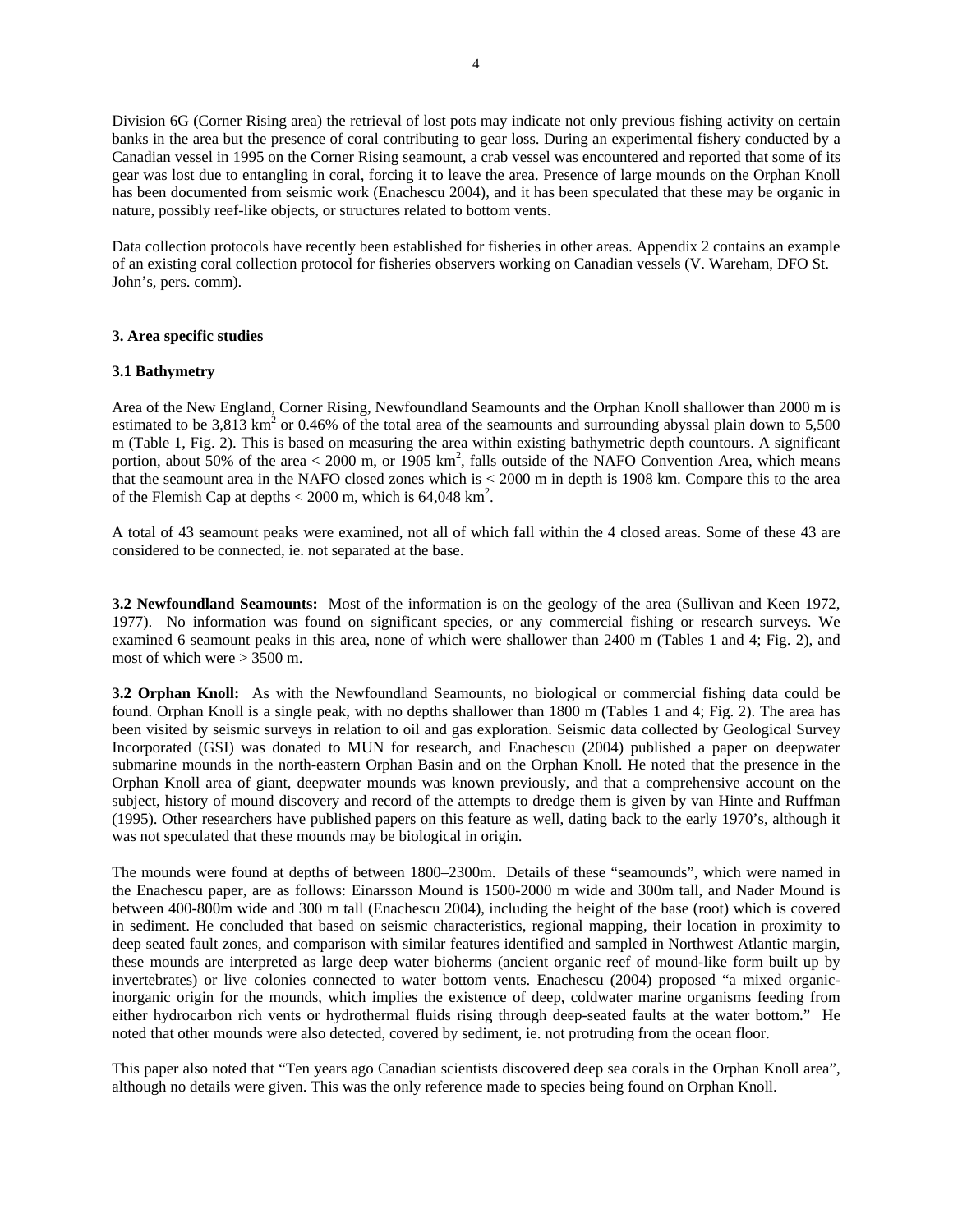Division 6G (Corner Rising area) the retrieval of lost pots may indicate not only previous fishing activity on certain banks in the area but the presence of coral contributing to gear loss. During an experimental fishery conducted by a Canadian vessel in 1995 on the Corner Rising seamount, a crab vessel was encountered and reported that some of its gear was lost due to entangling in coral, forcing it to leave the area. Presence of large mounds on the Orphan Knoll has been documented from seismic work (Enachescu 2004), and it has been speculated that these may be organic in nature, possibly reef-like objects, or structures related to bottom vents.

Data collection protocols have recently been established for fisheries in other areas. Appendix 2 contains an example of an existing coral collection protocol for fisheries observers working on Canadian vessels (V. Wareham, DFO St. John's, pers. comm).

### 3. Area specific studies

### 3.1 Bathymetry

Area of the New England, Corner Rising, Newfoundland Seamounts and the Orphan Knoll shallower than 2000 m is estimated to be 3,813 km$^2$ or 0.46% of the total area of the seamounts and surrounding abyssal plain down to 5,500 m (Table 1, Fig. 2). This is based on measuring the area within existing bathymetric depth countours. A significant portion, about 50% of the area < 2000 m, or 1905 km$^2$, falls outside of the NAFO Convention Area, which means that the seamount area in the NAFO closed zones which is < 2000 m in depth is 1908 km. Compare this to the area of the Flemish Cap at depths < 2000 m, which is 64,048 km$^2$.

A total of 43 seamount peaks were examined, not all of which fall within the 4 closed areas. Some of these 43 are considered to be connected, ie. not separated at the base.

**3.2 Newfoundland Seamounts:** Most of the information is on the geology of the area (Sullivan and Keen 1972, 1977). No information was found on significant species, or any commercial fishing or research surveys. We examined 6 seamount peaks in this area, none of which were shallower than 2400 m (Tables 1 and 4; Fig. 2), and most of which were > 3500 m.

**3.2 Orphan Knoll:** As with the Newfoundland Seamounts, no biological or commercial fishing data could be found. Orphan Knoll is a single peak, with no depths shallower than 1800 m (Tables 1 and 4; Fig. 2). The area has been visited by seismic surveys in relation to oil and gas exploration. Seismic data collected by Geological Survey Incorporated (GSI) was donated to MUN for research, and Enachescu (2004) published a paper on deepwater submarine mounds in the north-eastern Orphan Basin and on the Orphan Knoll. He noted that the presence in the Orphan Knoll area of giant, deepwater mounds was known previously, and that a comprehensive account on the subject, history of mound discovery and record of the attempts to dredge them is given by van Hinte and Ruffman (1995). Other researchers have published papers on this feature as well, dating back to the early 1970's, although it was not speculated that these mounds may be biological in origin.

The mounds were found at depths of between 1800–2300m. Details of these "seamounds", which were named in the Enachescu paper, are as follows: Einarsson Mound is 1500-2000 m wide and 300m tall, and Nader Mound is between 400-800m wide and 300 m tall (Enachescu 2004), including the height of the base (root) which is covered in sediment. He concluded that based on seismic characteristics, regional mapping, their location in proximity to deep seated fault zones, and comparison with similar features identified and sampled in Northwest Atlantic margin, these mounds are interpreted as large deep water bioherms (ancient organic reef of mound-like form built up by invertebrates) or live colonies connected to water bottom vents. Enachescu (2004) proposed "a mixed organic-inorganic origin for the mounds, which implies the existence of deep, coldwater marine organisms feeding from either hydrocarbon rich vents or hydrothermal fluids rising through deep-seated faults at the water bottom." He noted that other mounds were also detected, covered by sediment, ie. not protruding from the ocean floor.

This paper also noted that "Ten years ago Canadian scientists discovered deep sea corals in the Orphan Knoll area", although no details were given. This was the only reference made to species being found on Orphan Knoll.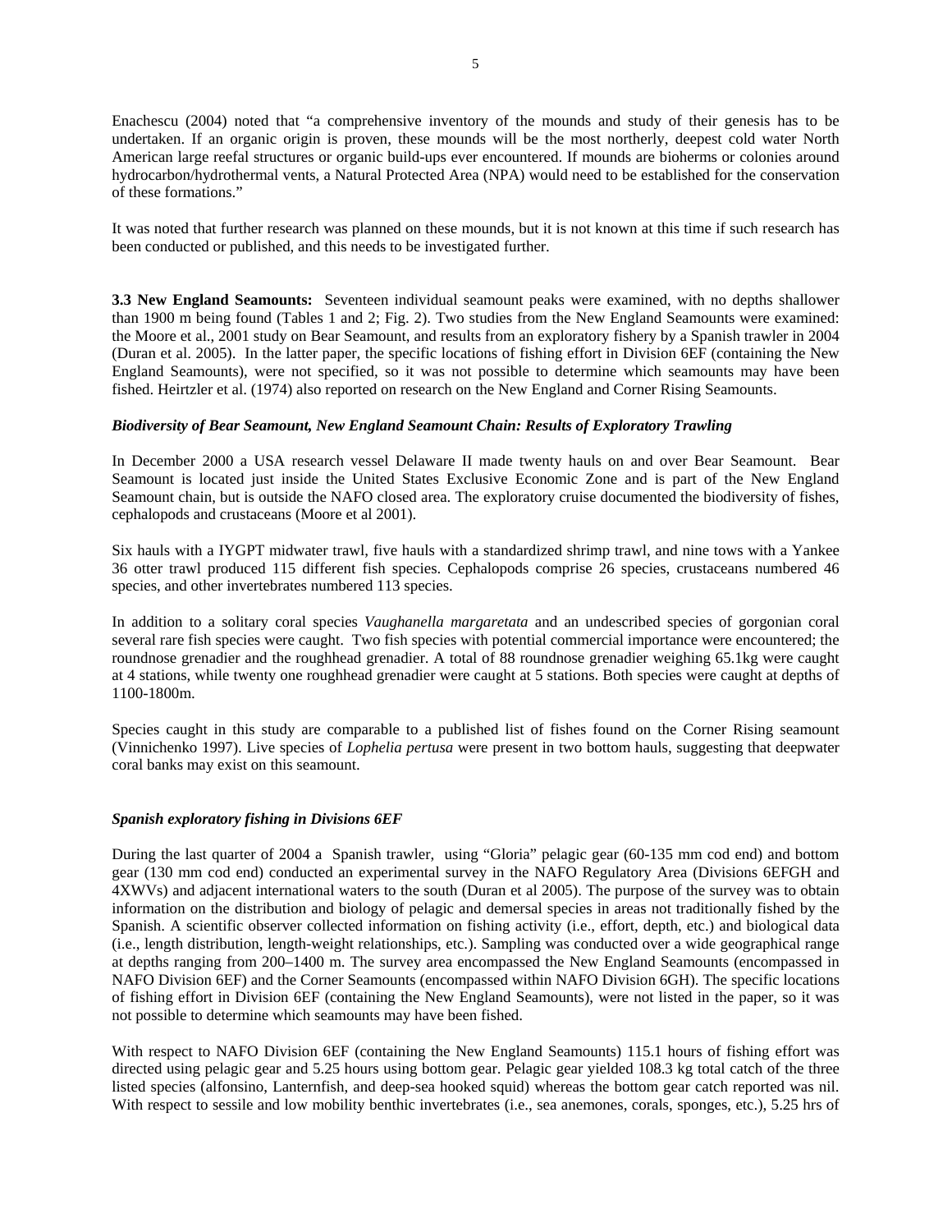Enachescu (2004) noted that "a comprehensive inventory of the mounds and study of their genesis has to be undertaken. If an organic origin is proven, these mounds will be the most northerly, deepest cold water North American large reefal structures or organic build-ups ever encountered. If mounds are bioherms or colonies around hydrocarbon/hydrothermal vents, a Natural Protected Area (NPA) would need to be established for the conservation of these formations."

It was noted that further research was planned on these mounds, but it is not known at this time if such research has been conducted or published, and this needs to be investigated further.

**3.3 New England Seamounts:** Seventeen individual seamount peaks were examined, with no depths shallower than 1900 m being found (Tables 1 and 2; Fig. 2). Two studies from the New England Seamounts were examined: the Moore et al., 2001 study on Bear Seamount, and results from an exploratory fishery by a Spanish trawler in 2004 (Duran et al. 2005). In the latter paper, the specific locations of fishing effort in Division 6EF (containing the New England Seamounts), were not specified, so it was not possible to determine which seamounts may have been fished. Heirtzler et al. (1974) also reported on research on the New England and Corner Rising Seamounts.

***Biodiversity of Bear Seamount, New England Seamount Chain: Results of Exploratory Trawling***

In December 2000 a USA research vessel Delaware II made twenty hauls on and over Bear Seamount. Bear Seamount is located just inside the United States Exclusive Economic Zone and is part of the New England Seamount chain, but is outside the NAFO closed area. The exploratory cruise documented the biodiversity of fishes, cephalopods and crustaceans (Moore et al 2001).

Six hauls with a IYGPT midwater trawl, five hauls with a standardized shrimp trawl, and nine tows with a Yankee 36 otter trawl produced 115 different fish species. Cephalopods comprise 26 species, crustaceans numbered 46 species, and other invertebrates numbered 113 species.

In addition to a solitary coral species *Vaughanella margaretata* and an undescribed species of gorgonian coral several rare fish species were caught. Two fish species with potential commercial importance were encountered; the roundnose grenadier and the roughhead grenadier. A total of 88 roundnose grenadier weighing 65.1kg were caught at 4 stations, while twenty one roughhead grenadier were caught at 5 stations. Both species were caught at depths of 1100-1800m.

Species caught in this study are comparable to a published list of fishes found on the Corner Rising seamount (Vinnichenko 1997). Live species of *Lophelia pertusa* were present in two bottom hauls, suggesting that deepwater coral banks may exist on this seamount.

***Spanish exploratory fishing in Divisions 6EF***

During the last quarter of 2004 a Spanish trawler, using "Gloria" pelagic gear (60-135 mm cod end) and bottom gear (130 mm cod end) conducted an experimental survey in the NAFO Regulatory Area (Divisions 6EFGH and 4XWVs) and adjacent international waters to the south (Duran et al 2005). The purpose of the survey was to obtain information on the distribution and biology of pelagic and demersal species in areas not traditionally fished by the Spanish. A scientific observer collected information on fishing activity (i.e., effort, depth, etc.) and biological data (i.e., length distribution, length-weight relationships, etc.). Sampling was conducted over a wide geographical range at depths ranging from 200–1400 m. The survey area encompassed the New England Seamounts (encompassed in NAFO Division 6EF) and the Corner Seamounts (encompassed within NAFO Division 6GH). The specific locations of fishing effort in Division 6EF (containing the New England Seamounts), were not listed in the paper, so it was not possible to determine which seamounts may have been fished.

With respect to NAFO Division 6EF (containing the New England Seamounts) 115.1 hours of fishing effort was directed using pelagic gear and 5.25 hours using bottom gear. Pelagic gear yielded 108.3 kg total catch of the three listed species (alfonsino, Lanternfish, and deep-sea hooked squid) whereas the bottom gear catch reported was nil. With respect to sessile and low mobility benthic invertebrates (i.e., sea anemones, corals, sponges, etc.), 5.25 hrs of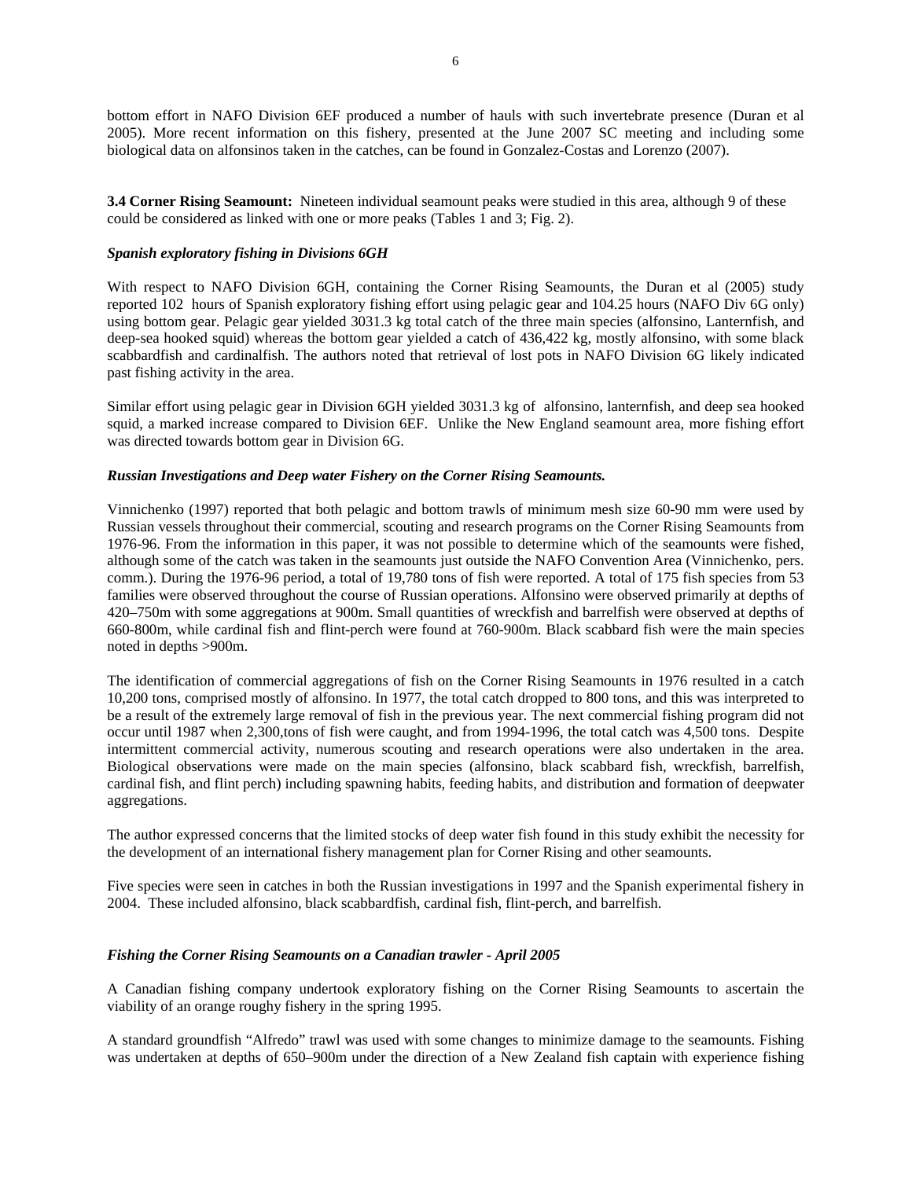bottom effort in NAFO Division 6EF produced a number of hauls with such invertebrate presence (Duran et al 2005). More recent information on this fishery, presented at the June 2007 SC meeting and including some biological data on alfonsinos taken in the catches, can be found in Gonzalez-Costas and Lorenzo (2007).

**3.4 Corner Rising Seamount:** Nineteen individual seamount peaks were studied in this area, although 9 of these could be considered as linked with one or more peaks (Tables 1 and 3; Fig. 2).

***Spanish exploratory fishing in Divisions 6GH***

With respect to NAFO Division 6GH, containing the Corner Rising Seamounts, the Duran et al (2005) study reported 102 hours of Spanish exploratory fishing effort using pelagic gear and 104.25 hours (NAFO Div 6G only) using bottom gear. Pelagic gear yielded 3031.3 kg total catch of the three main species (alfonsino, Lanternfish, and deep-sea hooked squid) whereas the bottom gear yielded a catch of 436,422 kg, mostly alfonsino, with some black scabbardfish and cardinalfish. The authors noted that retrieval of lost pots in NAFO Division 6G likely indicated past fishing activity in the area.

Similar effort using pelagic gear in Division 6GH yielded 3031.3 kg of alfonsino, lanternfish, and deep sea hooked squid, a marked increase compared to Division 6EF. Unlike the New England seamount area, more fishing effort was directed towards bottom gear in Division 6G.

***Russian Investigations and Deep water Fishery on the Corner Rising Seamounts.***

Vinnichenko (1997) reported that both pelagic and bottom trawls of minimum mesh size 60-90 mm were used by Russian vessels throughout their commercial, scouting and research programs on the Corner Rising Seamounts from 1976-96. From the information in this paper, it was not possible to determine which of the seamounts were fished, although some of the catch was taken in the seamounts just outside the NAFO Convention Area (Vinnichenko, pers. comm.). During the 1976-96 period, a total of 19,780 tons of fish were reported. A total of 175 fish species from 53 families were observed throughout the course of Russian operations. Alfonsino were observed primarily at depths of 420–750m with some aggregations at 900m. Small quantities of wreckfish and barrelfish were observed at depths of 660-800m, while cardinal fish and flint-perch were found at 760-900m. Black scabbard fish were the main species noted in depths >900m.

The identification of commercial aggregations of fish on the Corner Rising Seamounts in 1976 resulted in a catch 10,200 tons, comprised mostly of alfonsino. In 1977, the total catch dropped to 800 tons, and this was interpreted to be a result of the extremely large removal of fish in the previous year. The next commercial fishing program did not occur until 1987 when 2,300,tons of fish were caught, and from 1994-1996, the total catch was 4,500 tons. Despite intermittent commercial activity, numerous scouting and research operations were also undertaken in the area. Biological observations were made on the main species (alfonsino, black scabbard fish, wreckfish, barrelfish, cardinal fish, and flint perch) including spawning habits, feeding habits, and distribution and formation of deepwater aggregations.

The author expressed concerns that the limited stocks of deep water fish found in this study exhibit the necessity for the development of an international fishery management plan for Corner Rising and other seamounts.

Five species were seen in catches in both the Russian investigations in 1997 and the Spanish experimental fishery in 2004. These included alfonsino, black scabbardfish, cardinal fish, flint-perch, and barrelfish.

***Fishing the Corner Rising Seamounts on a Canadian trawler - April 2005***

A Canadian fishing company undertook exploratory fishing on the Corner Rising Seamounts to ascertain the viability of an orange roughy fishery in the spring 1995.

A standard groundfish "Alfredo" trawl was used with some changes to minimize damage to the seamounts. Fishing was undertaken at depths of 650–900m under the direction of a New Zealand fish captain with experience fishing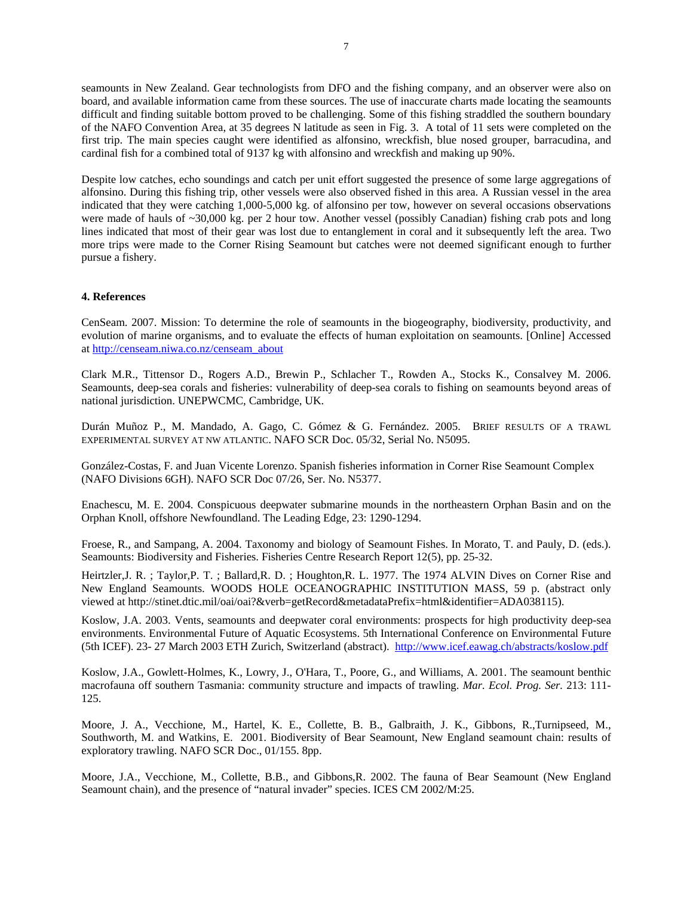seamounts in New Zealand. Gear technologists from DFO and the fishing company, and an observer were also on board, and available information came from these sources. The use of inaccurate charts made locating the seamounts difficult and finding suitable bottom proved to be challenging. Some of this fishing straddled the southern boundary of the NAFO Convention Area, at 35 degrees N latitude as seen in Fig. 3. A total of 11 sets were completed on the first trip. The main species caught were identified as alfonsino, wreckfish, blue nosed grouper, barracudina, and cardinal fish for a combined total of 9137 kg with alfonsino and wreckfish and making up 90%.

Despite low catches, echo soundings and catch per unit effort suggested the presence of some large aggregations of alfonsino. During this fishing trip, other vessels were also observed fished in this area. A Russian vessel in the area indicated that they were catching 1,000-5,000 kg. of alfonsino per tow, however on several occasions observations were made of hauls of ~30,000 kg. per 2 hour tow. Another vessel (possibly Canadian) fishing crab pots and long lines indicated that most of their gear was lost due to entanglement in coral and it subsequently left the area. Two more trips were made to the Corner Rising Seamount but catches were not deemed significant enough to further pursue a fishery.

#### 4. References

CenSeam. 2007. Mission: To determine the role of seamounts in the biogeography, biodiversity, productivity, and evolution of marine organisms, and to evaluate the effects of human exploitation on seamounts. [Online] Accessed at http://censeam.niwa.co.nz/censeam_about

Clark M.R., Tittensor D., Rogers A.D., Brewin P., Schlacher T., Rowden A., Stocks K., Consalvey M. 2006. Seamounts, deep-sea corals and fisheries: vulnerability of deep-sea corals to fishing on seamounts beyond areas of national jurisdiction. UNEPWCMC, Cambridge, UK.

Durán Muñoz P., M. Mandado, A. Gago, C. Gómez & G. Fernández. 2005. BRIEF RESULTS OF A TRAWL EXPERIMENTAL SURVEY AT NW ATLANTIC. NAFO SCR Doc. 05/32, Serial No. N5095.

González-Costas, F. and Juan Vicente Lorenzo. Spanish fisheries information in Corner Rise Seamount Complex (NAFO Divisions 6GH). NAFO SCR Doc 07/26, Ser. No. N5377.

Enachescu, M. E. 2004. Conspicuous deepwater submarine mounds in the northeastern Orphan Basin and on the Orphan Knoll, offshore Newfoundland. The Leading Edge, 23: 1290-1294.

Froese, R., and Sampang, A. 2004. Taxonomy and biology of Seamount Fishes. In Morato, T. and Pauly, D. (eds.). Seamounts: Biodiversity and Fisheries. Fisheries Centre Research Report 12(5), pp. 25-32.

Heirtzler,J. R. ; Taylor,P. T. ; Ballard,R. D. ; Houghton,R. L. 1977. The 1974 ALVIN Dives on Corner Rise and New England Seamounts. WOODS HOLE OCEANOGRAPHIC INSTITUTION MASS, 59 p. (abstract only viewed at http://stinet.dtic.mil/oai/oai?&verb=getRecord&metadataPrefix=html&identifier=ADA038115).

Koslow, J.A. 2003. Vents, seamounts and deepwater coral environments: prospects for high productivity deep-sea environments. Environmental Future of Aquatic Ecosystems. 5th International Conference on Environmental Future (5th ICEF). 23- 27 March 2003 ETH Zurich, Switzerland (abstract). http://www.icef.eawag.ch/abstracts/koslow.pdf

Koslow, J.A., Gowlett-Holmes, K., Lowry, J., O'Hara, T., Poore, G., and Williams, A. 2001. The seamount benthic macrofauna off southern Tasmania: community structure and impacts of trawling. *Mar. Ecol. Prog. Ser.* 213: 111-125.

Moore, J. A., Vecchione, M., Hartel, K. E., Collette, B. B., Galbraith, J. K., Gibbons, R.,Turnipseed, M., Southworth, M. and Watkins, E. 2001. Biodiversity of Bear Seamount, New England seamount chain: results of exploratory trawling. NAFO SCR Doc., 01/155. 8pp.

Moore, J.A., Vecchione, M., Collette, B.B., and Gibbons,R. 2002. The fauna of Bear Seamount (New England Seamount chain), and the presence of "natural invader" species. ICES CM 2002/M:25.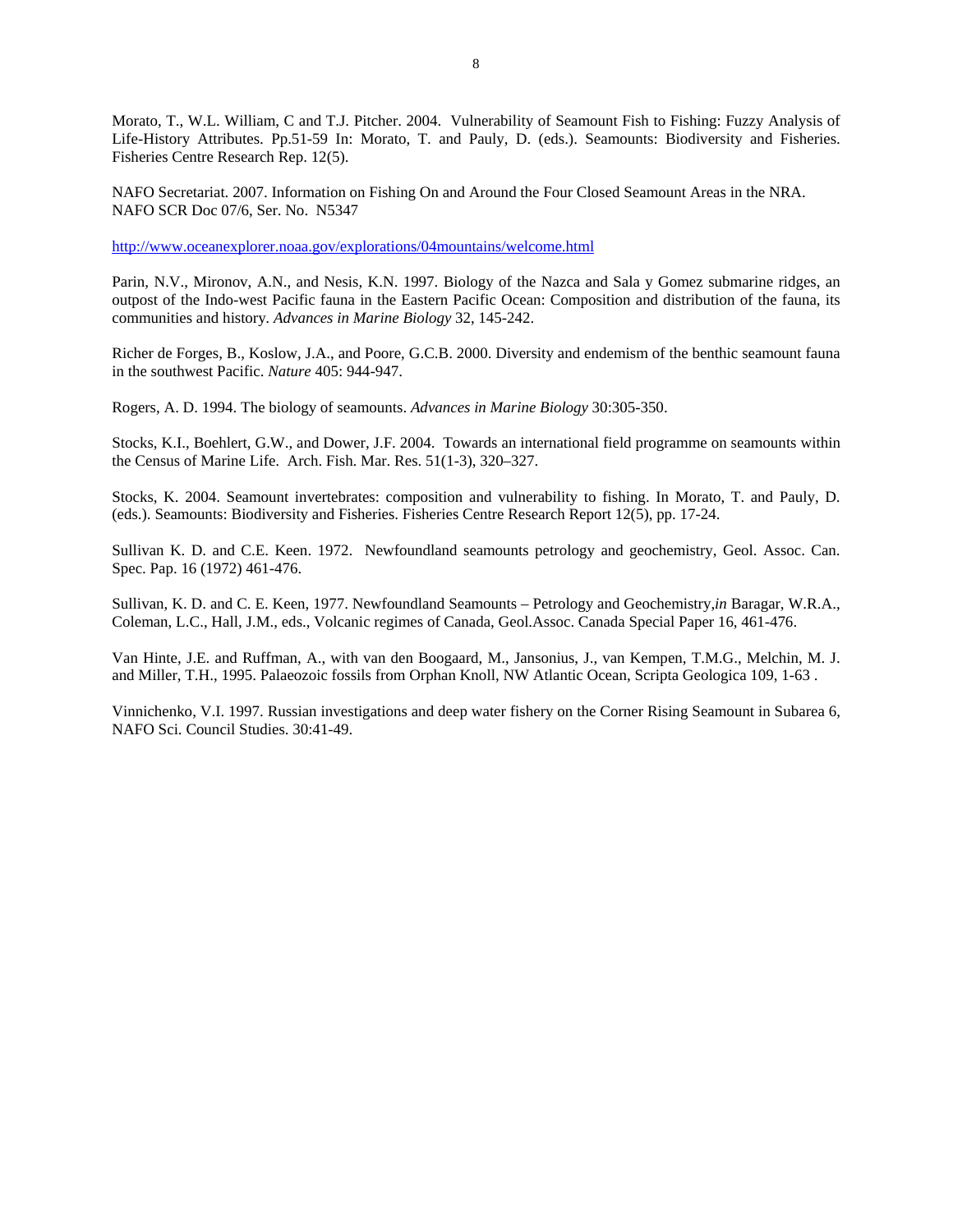Morato, T., W.L. William, C and T.J. Pitcher. 2004. Vulnerability of Seamount Fish to Fishing: Fuzzy Analysis of Life-History Attributes. Pp.51-59 In: Morato, T. and Pauly, D. (eds.). Seamounts: Biodiversity and Fisheries. Fisheries Centre Research Rep. 12(5).

NAFO Secretariat. 2007. Information on Fishing On and Around the Four Closed Seamount Areas in the NRA. NAFO SCR Doc 07/6, Ser. No. N5347

http://www.oceanexplorer.noaa.gov/explorations/04mountains/welcome.html

Parin, N.V., Mironov, A.N., and Nesis, K.N. 1997. Biology of the Nazca and Sala y Gomez submarine ridges, an outpost of the Indo-west Pacific fauna in the Eastern Pacific Ocean: Composition and distribution of the fauna, its communities and history. *Advances in Marine Biology* 32, 145-242.

Richer de Forges, B., Koslow, J.A., and Poore, G.C.B. 2000. Diversity and endemism of the benthic seamount fauna in the southwest Pacific. *Nature* 405: 944-947.

Rogers, A. D. 1994. The biology of seamounts. *Advances in Marine Biology* 30:305-350.

Stocks, K.I., Boehlert, G.W., and Dower, J.F. 2004. Towards an international field programme on seamounts within the Census of Marine Life. Arch. Fish. Mar. Res. 51(1-3), 320–327.

Stocks, K. 2004. Seamount invertebrates: composition and vulnerability to fishing. In Morato, T. and Pauly, D. (eds.). Seamounts: Biodiversity and Fisheries. Fisheries Centre Research Report 12(5), pp. 17-24.

Sullivan K. D. and C.E. Keen. 1972. Newfoundland seamounts petrology and geochemistry, Geol. Assoc. Can. Spec. Pap. 16 (1972) 461-476.

Sullivan, K. D. and C. E. Keen, 1977. Newfoundland Seamounts – Petrology and Geochemistry,*in* Baragar, W.R.A., Coleman, L.C., Hall, J.M., eds., Volcanic regimes of Canada, Geol.Assoc. Canada Special Paper 16, 461-476.

Van Hinte, J.E. and Ruffman, A., with van den Boogaard, M., Jansonius, J., van Kempen, T.M.G., Melchin, M. J. and Miller, T.H., 1995. Palaeozoic fossils from Orphan Knoll, NW Atlantic Ocean, Scripta Geologica 109, 1-63 .

Vinnichenko, V.I. 1997. Russian investigations and deep water fishery on the Corner Rising Seamount in Subarea 6, NAFO Sci. Council Studies. 30:41-49.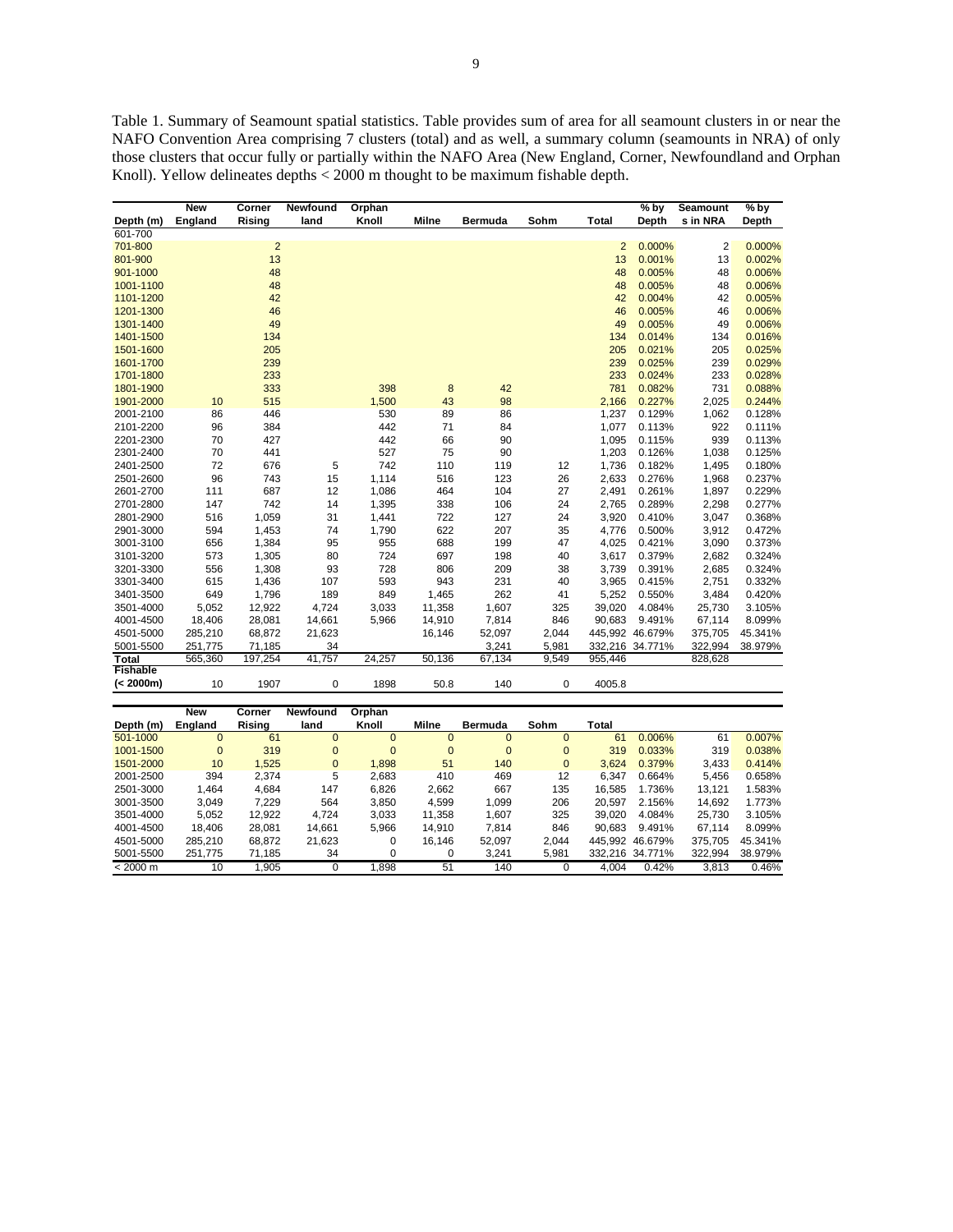Table 1. Summary of Seamount spatial statistics. Table provides sum of area for all seamount clusters in or near the NAFO Convention Area comprising 7 clusters (total) and as well, a summary column (seamounts in NRA) of only those clusters that occur fully or partially within the NAFO Area (New England, Corner, Newfoundland and Orphan Knoll). Yellow delineates depths < 2000 m thought to be maximum fishable depth.

| Depth (m) | New England | Corner Rising | Newfoundland | Orphan Knoll | Milne | Bermuda | Sohm | Total | % by Depth | Seamounts in NRA | % by Depth |
|---|---|---|---|---|---|---|---|---|---|---|---|
| 601-700 | | | | | | | | | | | |
| 701-800 | | 2 | | | | | | 2 | 0.000% | 2 | 0.000% |
| 801-900 | | 13 | | | | | | 13 | 0.001% | 13 | 0.002% |
| 901-1000 | | 48 | | | | | | 48 | 0.005% | 48 | 0.006% |
| 1001-1100 | | 48 | | | | | | 48 | 0.005% | 48 | 0.006% |
| 1101-1200 | | 42 | | | | | | 42 | 0.004% | 42 | 0.005% |
| 1201-1300 | | 46 | | | | | | 46 | 0.005% | 46 | 0.006% |
| 1301-1400 | | 49 | | | | | | 49 | 0.005% | 49 | 0.006% |
| 1401-1500 | | 134 | | | | | | 134 | 0.014% | 134 | 0.016% |
| 1501-1600 | | 205 | | | | | | 205 | 0.021% | 205 | 0.025% |
| 1601-1700 | | 239 | | | | | | 239 | 0.025% | 239 | 0.029% |
| 1701-1800 | | 233 | | | | | | 233 | 0.024% | 233 | 0.028% |
| 1801-1900 | | 333 | | 398 | 8 | 42 | | 781 | 0.082% | 731 | 0.088% |
| 1901-2000 | 10 | 515 | | 1,500 | 43 | 98 | | 2,166 | 0.227% | 2,025 | 0.244% |
| 2001-2100 | 86 | 446 | | 530 | 89 | 86 | | 1,237 | 0.129% | 1,062 | 0.128% |
| 2101-2200 | 96 | 384 | | 442 | 71 | 84 | | 1,077 | 0.113% | 922 | 0.111% |
| 2201-2300 | 70 | 427 | | 442 | 66 | 90 | | 1,095 | 0.115% | 939 | 0.113% |
| 2301-2400 | 70 | 441 | | 527 | 75 | 90 | | 1,203 | 0.126% | 1,038 | 0.125% |
| 2401-2500 | 72 | 676 | 5 | 742 | 110 | 119 | 12 | 1,736 | 0.182% | 1,495 | 0.180% |
| 2501-2600 | 96 | 743 | 15 | 1,114 | 516 | 123 | 26 | 2,633 | 0.276% | 1,968 | 0.237% |
| 2601-2700 | 111 | 687 | 12 | 1,086 | 464 | 104 | 27 | 2,491 | 0.261% | 1,897 | 0.229% |
| 2701-2800 | 147 | 742 | 14 | 1,395 | 338 | 106 | 24 | 2,765 | 0.289% | 2,298 | 0.277% |
| 2801-2900 | 516 | 1,059 | 31 | 1,441 | 722 | 127 | 24 | 3,920 | 0.410% | 3,047 | 0.368% |
| 2901-3000 | 594 | 1,453 | 74 | 1,790 | 622 | 207 | 35 | 4,776 | 0.500% | 3,912 | 0.472% |
| 3001-3100 | 656 | 1,384 | 95 | 955 | 688 | 199 | 47 | 4,025 | 0.421% | 3,090 | 0.373% |
| 3101-3200 | 573 | 1,305 | 80 | 724 | 697 | 198 | 40 | 3,617 | 0.379% | 2,682 | 0.324% |
| 3201-3300 | 556 | 1,308 | 93 | 728 | 806 | 209 | 38 | 3,739 | 0.391% | 2,685 | 0.324% |
| 3301-3400 | 615 | 1,436 | 107 | 593 | 943 | 231 | 40 | 3,965 | 0.415% | 2,751 | 0.332% |
| 3401-3500 | 649 | 1,796 | 189 | 849 | 1,465 | 262 | 41 | 5,252 | 0.550% | 3,484 | 0.420% |
| 3501-4000 | 5,052 | 12,922 | 4,724 | 3,033 | 11,358 | 1,607 | 325 | 39,020 | 4.084% | 25,730 | 3.105% |
| 4001-4500 | 18,406 | 28,081 | 14,661 | 5,966 | 14,910 | 7,814 | 846 | 90,683 | 9.491% | 67,114 | 8.099% |
| 4501-5000 | 285,210 | 68,872 | 21,623 | | 16,146 | 52,097 | 2,044 | 445,992 | 46.679% | 375,705 | 45.341% |
| 5001-5500 | 251,775 | 71,185 | 34 | | | 3,241 | 5,981 | 332,216 | 34.771% | 322,994 | 38.979% |
| **Total** | 565,360 | 197,254 | 41,757 | 24,257 | 50,136 | 67,134 | 9,549 | 955,446 | | 828,628 | |
| **Fishable (< 2000m)** | 10 | 1907 | 0 | 1898 | 50.8 | 140 | 0 | 4005.8 | | | |

| Depth (m) | New England | Corner Rising | Newfoundland | Orphan Knoll | Milne | Bermuda | Sohm | Total | | | |
|---|---|---|---|---|---|---|---|---|---|---|---|
| 501-1000 | 0 | 61 | 0 | 0 | 0 | 0 | 0 | 61 | 0.006% | 61 | 0.007% |
| 1001-1500 | 0 | 319 | 0 | 0 | 0 | 0 | 0 | 319 | 0.033% | 319 | 0.038% |
| 1501-2000 | 10 | 1,525 | 0 | 1,898 | 51 | 140 | 0 | 3,624 | 0.379% | 3,433 | 0.414% |
| 2001-2500 | 394 | 2,374 | 5 | 2,683 | 410 | 469 | 12 | 6,347 | 0.664% | 5,456 | 0.658% |
| 2501-3000 | 1,464 | 4,684 | 147 | 6,826 | 2,662 | 667 | 135 | 16,585 | 1.736% | 13,121 | 1.583% |
| 3001-3500 | 3,049 | 7,229 | 564 | 3,850 | 4,599 | 1,099 | 206 | 20,597 | 2.156% | 14,692 | 1.773% |
| 3501-4000 | 5,052 | 12,922 | 4,724 | 3,033 | 11,358 | 1,607 | 325 | 39,020 | 4.084% | 25,730 | 3.105% |
| 4001-4500 | 18,406 | 28,081 | 14,661 | 5,966 | 14,910 | 7,814 | 846 | 90,683 | 9.491% | 67,114 | 8.099% |
| 4501-5000 | 285,210 | 68,872 | 21,623 | 0 | 16,146 | 52,097 | 2,044 | 445,992 | 46.679% | 375,705 | 45.341% |
| 5001-5500 | 251,775 | 71,185 | 34 | 0 | 0 | 3,241 | 5,981 | 332,216 | 34.771% | 322,994 | 38.979% |
| < 2000 m | 10 | 1,905 | 0 | 1,898 | 51 | 140 | 0 | 4,004 | 0.42% | 3,813 | 0.46% |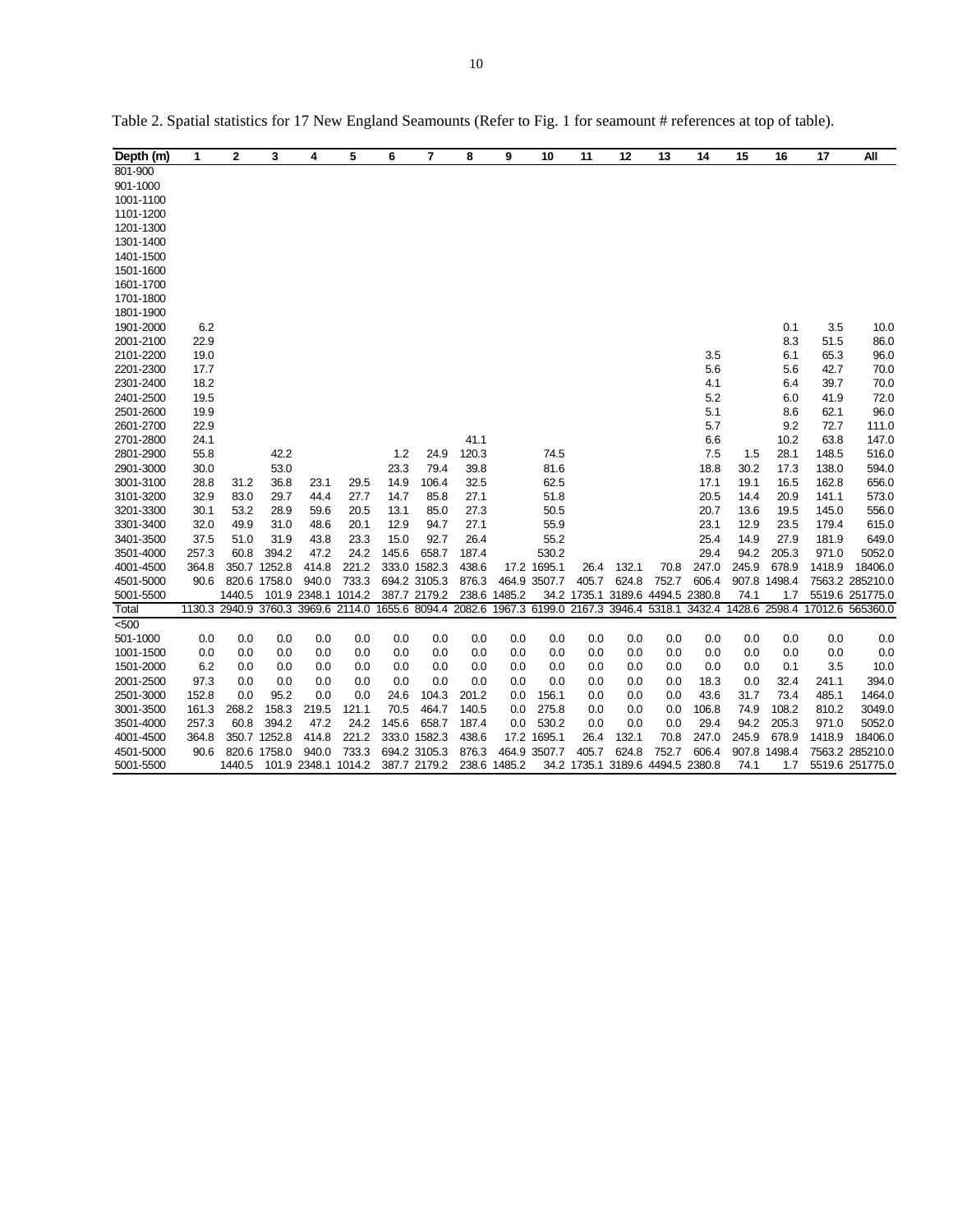Table 2. Spatial statistics for 17 New England Seamounts (Refer to Fig. 1 for seamount # references at top of table).

| Depth (m) | 1 | 2 | 3 | 4 | 5 | 6 | 7 | 8 | 9 | 10 | 11 | 12 | 13 | 14 | 15 | 16 | 17 | All |
|---|---|---|---|---|---|---|---|---|---|---|---|---|---|---|---|---|---|---|
| 801-900 | | | | | | | | | | | | | | | | | | |
| 901-1000 | | | | | | | | | | | | | | | | | | |
| 1001-1100 | | | | | | | | | | | | | | | | | | |
| 1101-1200 | | | | | | | | | | | | | | | | | | |
| 1201-1300 | | | | | | | | | | | | | | | | | | |
| 1301-1400 | | | | | | | | | | | | | | | | | | |
| 1401-1500 | | | | | | | | | | | | | | | | | | |
| 1501-1600 | | | | | | | | | | | | | | | | | | |
| 1601-1700 | | | | | | | | | | | | | | | | | | |
| 1701-1800 | | | | | | | | | | | | | | | | | | |
| 1801-1900 | | | | | | | | | | | | | | | | | | |
| 1901-2000 | 6.2 | | | | | | | | | | | | | | | 0.1 | 3.5 | 10.0 |
| 2001-2100 | 22.9 | | | | | | | | | | | | | | | 8.3 | 51.5 | 86.0 |
| 2101-2200 | 19.0 | | | | | | | | | | | | | 3.5 | | 6.1 | 65.3 | 96.0 |
| 2201-2300 | 17.7 | | | | | | | | | | | | | 5.6 | | 5.6 | 42.7 | 70.0 |
| 2301-2400 | 18.2 | | | | | | | | | | | | | 4.1 | | 6.4 | 39.7 | 70.0 |
| 2401-2500 | 19.5 | | | | | | | | | | | | | 5.2 | | 6.0 | 41.9 | 72.0 |
| 2501-2600 | 19.9 | | | | | | | | | | | | | 5.1 | | 8.6 | 62.1 | 96.0 |
| 2601-2700 | 22.9 | | | | | | | | | | | | | 5.7 | | 9.2 | 72.7 | 111.0 |
| 2701-2800 | 24.1 | | | | | | | 41.1 | | | | | | 6.6 | | 10.2 | 63.8 | 147.0 |
| 2801-2900 | 55.8 | | 42.2 | | | 1.2 | 24.9 | 120.3 | | 74.5 | | | | 7.5 | 1.5 | 28.1 | 148.5 | 516.0 |
| 2901-3000 | 30.0 | | 53.0 | | | 23.3 | 79.4 | 39.8 | | 81.6 | | | | 18.8 | 30.2 | 17.3 | 138.0 | 594.0 |
| 3001-3100 | 28.8 | 31.2 | 36.8 | 23.1 | 29.5 | 14.9 | 106.4 | 32.5 | | 62.5 | | | | 17.1 | 19.1 | 16.5 | 162.8 | 656.0 |
| 3101-3200 | 32.9 | 83.0 | 29.7 | 44.4 | 27.7 | 14.7 | 85.8 | 27.1 | | 51.8 | | | | 20.5 | 14.4 | 20.9 | 141.1 | 573.0 |
| 3201-3300 | 30.1 | 53.2 | 28.9 | 59.6 | 20.5 | 13.1 | 85.0 | 27.3 | | 50.5 | | | | 20.7 | 13.6 | 19.5 | 145.0 | 556.0 |
| 3301-3400 | 32.0 | 49.9 | 31.0 | 48.6 | 20.1 | 12.9 | 94.7 | 27.1 | | 55.9 | | | | 23.1 | 12.9 | 23.5 | 179.4 | 615.0 |
| 3401-3500 | 37.5 | 51.0 | 31.9 | 43.8 | 23.3 | 15.0 | 92.7 | 26.4 | | 55.2 | | | | 25.4 | 14.9 | 27.9 | 181.9 | 649.0 |
| 3501-4000 | 257.3 | 60.8 | 394.2 | 47.2 | 24.2 | 145.6 | 658.7 | 187.4 | | 530.2 | | | | 29.4 | 94.2 | 205.3 | 971.0 | 5052.0 |
| 4001-4500 | 364.8 | 350.7 | 1252.8 | 414.8 | 221.2 | 333.0 | 1582.3 | 438.6 | 17.2 | 1695.1 | 26.4 | 132.1 | 70.8 | 247.0 | 245.9 | 678.9 | 1418.9 | 18406.0 |
| 4501-5000 | 90.6 | 820.6 | 1758.0 | 940.0 | 733.3 | 694.2 | 3105.3 | 876.3 | 464.9 | 3507.7 | 405.7 | 624.8 | 752.7 | 606.4 | 907.8 | 1498.4 | 7563.2 | 285210.0 |
| 5001-5500 | | 1440.5 | 101.9 | 2348.1 | 1014.2 | 387.7 | 2179.2 | 238.6 | 1485.2 | 34.2 | 1735.1 | 3189.6 | 4494.5 | 2380.8 | 74.1 | 1.7 | 5519.6 | 251775.0 |
| Total | 1130.3 | 2940.9 | 3760.3 | 3969.6 | 2114.0 | 1655.6 | 8094.4 | 2082.6 | 1967.3 | 6199.0 | 2167.3 | 3946.4 | 5318.1 | 3432.4 | 1428.6 | 2598.4 | 17012.6 | 565360.0 |
| <500 | | | | | | | | | | | | | | | | | | |
| 501-1000 | 0.0 | 0.0 | 0.0 | 0.0 | 0.0 | 0.0 | 0.0 | 0.0 | 0.0 | 0.0 | 0.0 | 0.0 | 0.0 | 0.0 | 0.0 | 0.0 | 0.0 | 0.0 |
| 1001-1500 | 0.0 | 0.0 | 0.0 | 0.0 | 0.0 | 0.0 | 0.0 | 0.0 | 0.0 | 0.0 | 0.0 | 0.0 | 0.0 | 0.0 | 0.0 | 0.0 | 0.0 | 0.0 |
| 1501-2000 | 6.2 | 0.0 | 0.0 | 0.0 | 0.0 | 0.0 | 0.0 | 0.0 | 0.0 | 0.0 | 0.0 | 0.0 | 0.0 | 0.0 | 0.0 | 0.1 | 3.5 | 10.0 |
| 2001-2500 | 97.3 | 0.0 | 0.0 | 0.0 | 0.0 | 0.0 | 0.0 | 0.0 | 0.0 | 0.0 | 0.0 | 0.0 | 0.0 | 18.3 | 0.0 | 32.4 | 241.1 | 394.0 |
| 2501-3000 | 152.8 | 0.0 | 95.2 | 0.0 | 0.0 | 24.6 | 104.3 | 201.2 | 0.0 | 156.1 | 0.0 | 0.0 | 0.0 | 43.6 | 31.7 | 73.4 | 485.1 | 1464.0 |
| 3001-3500 | 161.3 | 268.2 | 158.3 | 219.5 | 121.1 | 70.5 | 464.7 | 140.5 | 0.0 | 275.8 | 0.0 | 0.0 | 0.0 | 106.8 | 74.9 | 108.2 | 810.2 | 3049.0 |
| 3501-4000 | 257.3 | 60.8 | 394.2 | 47.2 | 24.2 | 145.6 | 658.7 | 187.4 | 0.0 | 530.2 | 0.0 | 0.0 | 0.0 | 29.4 | 94.2 | 205.3 | 971.0 | 5052.0 |
| 4001-4500 | 364.8 | 350.7 | 1252.8 | 414.8 | 221.2 | 333.0 | 1582.3 | 438.6 | 17.2 | 1695.1 | 26.4 | 132.1 | 70.8 | 247.0 | 245.9 | 678.9 | 1418.9 | 18406.0 |
| 4501-5000 | 90.6 | 820.6 | 1758.0 | 940.0 | 733.3 | 694.2 | 3105.3 | 876.3 | 464.9 | 3507.7 | 405.7 | 624.8 | 752.7 | 606.4 | 907.8 | 1498.4 | 7563.2 | 285210.0 |
| 5001-5500 | | 1440.5 | 101.9 | 2348.1 | 1014.2 | 387.7 | 2179.2 | 238.6 | 1485.2 | 34.2 | 1735.1 | 3189.6 | 4494.5 | 2380.8 | 74.1 | 1.7 | 5519.6 | 251775.0 |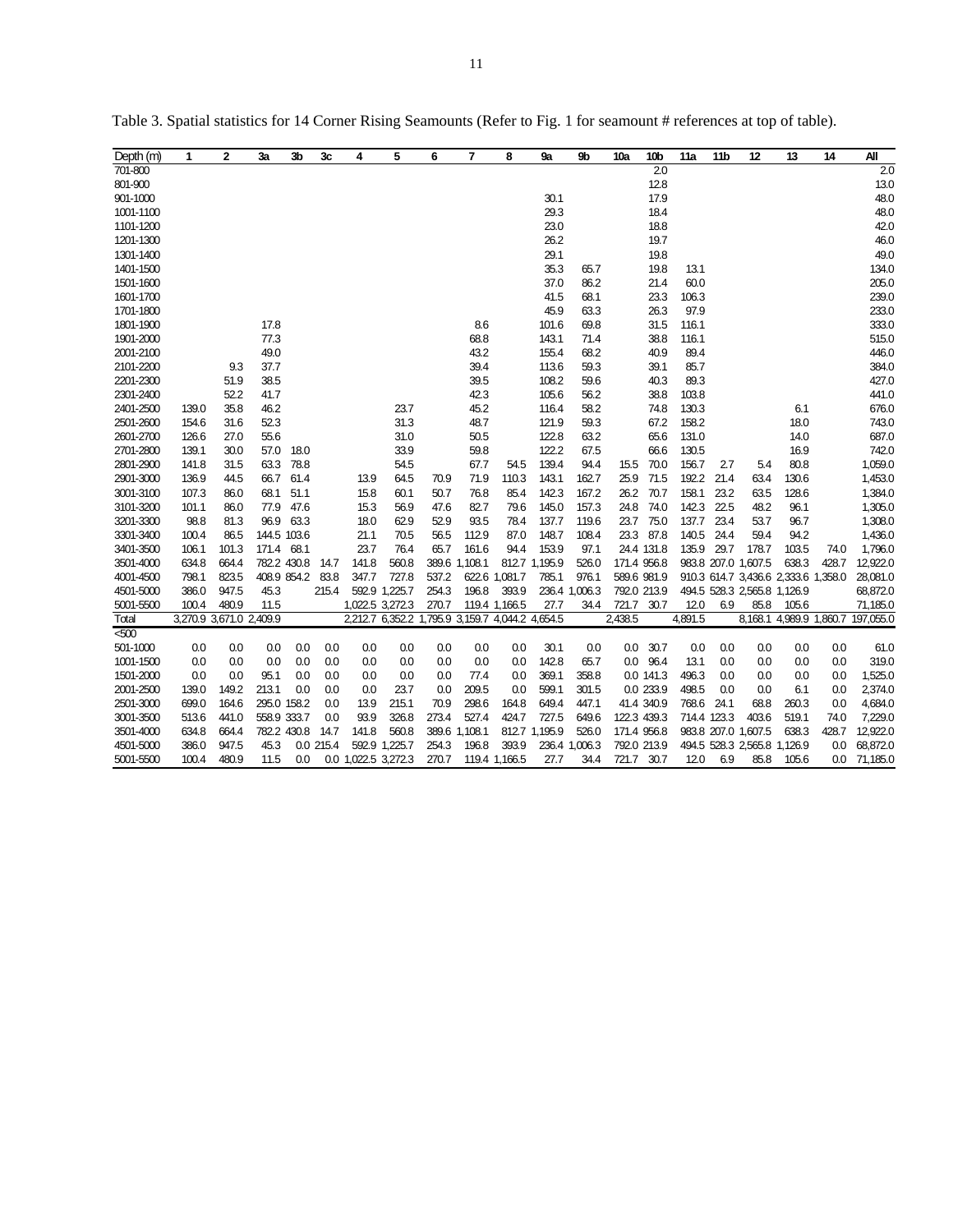Table 3. Spatial statistics for 14 Corner Rising Seamounts (Refer to Fig. 1 for seamount # references at top of table).

| Depth (m) | 1 | 2 | 3a | 3b | 3c | 4 | 5 | 6 | 7 | 8 | 9a | 9b | 10a | 10b | 11a | 11b | 12 | 13 | 14 | All |
|---|---|---|---|---|---|---|---|---|---|---|---|---|---|---|---|---|---|---|---|---|
| 701-800 | | | | | | | | | | | | | | 2.0 | | | | | | 2.0 |
| 801-900 | | | | | | | | | | | | | | 12.8 | | | | | | 13.0 |
| 901-1000 | | | | | | | | | | | 30.1 | | | 17.9 | | | | | | 48.0 |
| 1001-1100 | | | | | | | | | | | 29.3 | | | 18.4 | | | | | | 48.0 |
| 1101-1200 | | | | | | | | | | | 23.0 | | | 18.8 | | | | | | 42.0 |
| 1201-1300 | | | | | | | | | | | 26.2 | | | 19.7 | | | | | | 46.0 |
| 1301-1400 | | | | | | | | | | | 29.1 | | | 19.8 | | | | | | 49.0 |
| 1401-1500 | | | | | | | | | | | 35.3 | 65.7 | | 19.8 | 13.1 | | | | | 134.0 |
| 1501-1600 | | | | | | | | | | | 37.0 | 86.2 | | 21.4 | 60.0 | | | | | 205.0 |
| 1601-1700 | | | | | | | | | | | 41.5 | 68.1 | | 23.3 | 106.3 | | | | | 239.0 |
| 1701-1800 | | | | | | | | | | | 45.9 | 63.3 | | 26.3 | 97.9 | | | | | 233.0 |
| 1801-1900 | | | 17.8 | | | | | | 8.6 | | 101.6 | 69.8 | | 31.5 | 116.1 | | | | | 333.0 |
| 1901-2000 | | | 77.3 | | | | | | 68.8 | | 143.1 | 71.4 | | 38.8 | 116.1 | | | | | 515.0 |
| 2001-2100 | | | 49.0 | | | | | | 43.2 | | 155.4 | 68.2 | | 40.9 | 89.4 | | | | | 446.0 |
| 2101-2200 | | 9.3 | 37.7 | | | | | | 39.4 | | 113.6 | 59.3 | | 39.1 | 85.7 | | | | | 384.0 |
| 2201-2300 | | 51.9 | 38.5 | | | | | | 39.5 | | 108.2 | 59.6 | | 40.3 | 89.3 | | | | | 427.0 |
| 2301-2400 | | 52.2 | 41.7 | | | | | | 42.3 | | 105.6 | 56.2 | | 38.8 | 103.8 | | | | | 441.0 |
| 2401-2500 | 139.0 | 35.8 | 46.2 | | | | 23.7 | | 45.2 | | 116.4 | 58.2 | | 74.8 | 130.3 | | | 6.1 | | 676.0 |
| 2501-2600 | 154.6 | 31.6 | 52.3 | | | | 31.3 | | 48.7 | | 121.9 | 59.3 | | 67.2 | 158.2 | | | 18.0 | | 743.0 |
| 2601-2700 | 126.6 | 27.0 | 55.6 | | | | 31.0 | | 50.5 | | 122.8 | 63.2 | | 65.6 | 131.0 | | | 14.0 | | 687.0 |
| 2701-2800 | 139.1 | 30.0 | 57.0 | 18.0 | | | 33.9 | | 59.8 | | 122.2 | 67.5 | | 66.6 | 130.5 | | | 16.9 | | 742.0 |
| 2801-2900 | 141.8 | 31.5 | 63.3 | 78.8 | | | 54.5 | | 67.7 | 54.5 | 139.4 | 94.4 | 15.5 | 70.0 | 156.7 | 2.7 | 5.4 | 80.8 | | 1,059.0 |
| 2901-3000 | 136.9 | 44.5 | 66.7 | 61.4 | | 13.9 | 64.5 | 70.9 | 71.9 | 110.3 | 143.1 | 162.7 | 25.9 | 71.5 | 192.2 | 21.4 | 63.4 | 130.6 | | 1,453.0 |
| 3001-3100 | 107.3 | 86.0 | 68.1 | 51.1 | | 15.8 | 60.1 | 50.7 | 76.8 | 85.4 | 142.3 | 167.2 | 26.2 | 70.7 | 158.1 | 23.2 | 63.5 | 128.6 | | 1,384.0 |
| 3101-3200 | 101.1 | 86.0 | 77.9 | 47.6 | | 15.3 | 56.9 | 47.6 | 82.7 | 79.6 | 145.0 | 157.3 | 24.8 | 74.0 | 142.3 | 22.5 | 48.2 | 96.1 | | 1,305.0 |
| 3201-3300 | 98.8 | 81.3 | 96.9 | 63.3 | | 18.0 | 62.9 | 52.9 | 93.5 | 78.4 | 137.7 | 119.6 | 23.7 | 75.0 | 137.7 | 23.4 | 53.7 | 96.7 | | 1,308.0 |
| 3301-3400 | 100.4 | 86.5 | 144.5 | 103.6 | | 21.1 | 70.5 | 56.5 | 112.9 | 87.0 | 148.7 | 108.4 | 23.3 | 87.8 | 140.5 | 24.4 | 59.4 | 94.2 | | 1,436.0 |
| 3401-3500 | 106.1 | 101.3 | 171.4 | 68.1 | | 23.7 | 76.4 | 65.7 | 161.6 | 94.4 | 153.9 | 97.1 | 24.4 | 131.8 | 135.9 | 29.7 | 178.7 | 103.5 | 74.0 | 1,796.0 |
| 3501-4000 | 634.8 | 664.4 | 782.2 | 430.8 | 14.7 | 141.8 | 560.8 | 389.6 | 1,108.1 | 812.7 | 1,195.9 | 526.0 | 171.4 | 956.8 | 983.8 | 207.0 | 1,607.5 | 638.3 | 428.7 | 12,922.0 |
| 4001-4500 | 798.1 | 823.5 | 408.9 | 854.2 | 83.8 | 347.7 | 727.8 | 537.2 | 622.6 | 1,081.7 | 785.1 | 976.1 | 589.6 | 981.9 | 910.3 | 614.7 | 3,436.6 | 2,333.6 | 1,358.0 | 28,081.0 |
| 4501-5000 | 386.0 | 947.5 | 45.3 | | 215.4 | 592.9 | 1,225.7 | 254.3 | 196.8 | 393.9 | 236.4 | 1,006.3 | 792.0 | 213.9 | 494.5 | 528.3 | 2,565.8 | 1,126.9 | | 68,872.0 |
| 5001-5500 | 100.4 | 480.9 | 11.5 | | | 1,022.5 | 3,272.3 | 270.7 | 119.4 | 1,166.5 | 27.7 | 34.4 | 721.7 | 30.7 | 12.0 | 6.9 | 85.8 | 105.6 | | 71,185.0 |
| Total | 3,270.9 | 3,671.0 | 2,409.9 | | | 2,212.7 | 6,352.2 | 1,795.9 | 3,159.7 | 4,044.2 | 4,654.5 | | 2,438.5 | | 4,891.5 | | 8,168.1 | 4,989.9 | 1,860.7 | 197,055.0 |
| <500 | | | | | | | | | | | | | | | | | | | | |
| 501-1000 | 0.0 | 0.0 | 0.0 | 0.0 | 0.0 | 0.0 | 0.0 | 0.0 | 0.0 | 0.0 | 30.1 | 0.0 | 0.0 | 30.7 | 0.0 | 0.0 | 0.0 | 0.0 | 0.0 | 61.0 |
| 1001-1500 | 0.0 | 0.0 | 0.0 | 0.0 | 0.0 | 0.0 | 0.0 | 0.0 | 0.0 | 0.0 | 142.8 | 65.7 | 0.0 | 96.4 | 13.1 | 0.0 | 0.0 | 0.0 | 0.0 | 319.0 |
| 1501-2000 | 0.0 | 0.0 | 95.1 | 0.0 | 0.0 | 0.0 | 0.0 | 0.0 | 77.4 | 0.0 | 369.1 | 358.8 | 0.0 | 141.3 | 496.3 | 0.0 | 0.0 | 0.0 | 0.0 | 1,525.0 |
| 2001-2500 | 139.0 | 149.2 | 213.1 | 0.0 | 0.0 | 0.0 | 23.7 | 0.0 | 209.5 | 0.0 | 599.1 | 301.5 | 0.0 | 233.9 | 498.5 | 0.0 | 0.0 | 6.1 | 0.0 | 2,374.0 |
| 2501-3000 | 699.0 | 164.6 | 295.0 | 158.2 | 0.0 | 13.9 | 215.1 | 70.9 | 298.6 | 164.8 | 649.4 | 447.1 | 41.4 | 340.9 | 768.6 | 24.1 | 68.8 | 260.3 | 0.0 | 4,684.0 |
| 3001-3500 | 513.6 | 441.0 | 558.9 | 333.7 | 0.0 | 93.9 | 326.8 | 273.4 | 527.4 | 424.7 | 727.5 | 649.6 | 122.3 | 439.3 | 714.4 | 123.3 | 403.6 | 519.1 | 74.0 | 7,229.0 |
| 3501-4000 | 634.8 | 664.4 | 782.2 | 430.8 | 14.7 | 141.8 | 560.8 | 389.6 | 1,108.1 | 812.7 | 1,195.9 | 526.0 | 171.4 | 956.8 | 983.8 | 207.0 | 1,607.5 | 638.3 | 428.7 | 12,922.0 |
| 4501-5000 | 386.0 | 947.5 | 45.3 | 0.0 | 215.4 | 592.9 | 1,225.7 | 254.3 | 196.8 | 393.9 | 236.4 | 1,006.3 | 792.0 | 213.9 | 494.5 | 528.3 | 2,565.8 | 1,126.9 | 0.0 | 68,872.0 |
| 5001-5500 | 100.4 | 480.9 | 11.5 | 0.0 | 0.0 | 1,022.5 | 3,272.3 | 270.7 | 119.4 | 1,166.5 | 27.7 | 34.4 | 721.7 | 30.7 | 12.0 | 6.9 | 85.8 | 105.6 | 0.0 | 71,185.0 |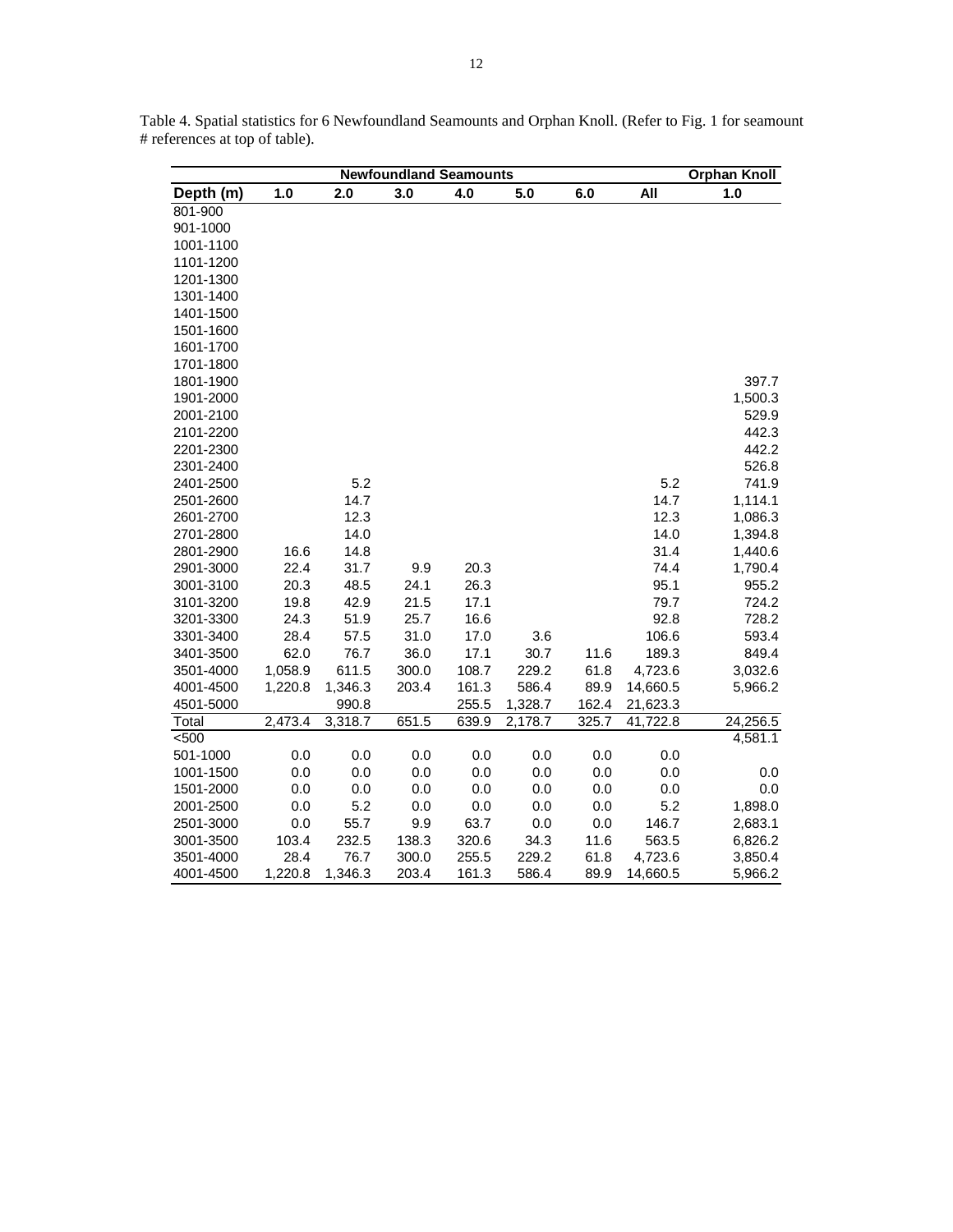Table 4. Spatial statistics for 6 Newfoundland Seamounts and Orphan Knoll. (Refer to Fig. 1 for seamount # references at top of table).

| | Newfoundland Seamounts | | | | | | | Orphan Knoll |
|---|---|---|---|---|---|---|---|---|
| **Depth (m)** | **1.0** | **2.0** | **3.0** | **4.0** | **5.0** | **6.0** | **All** | **1.0** |
| 801-900 | | | | | | | | |
| 901-1000 | | | | | | | | |
| 1001-1100 | | | | | | | | |
| 1101-1200 | | | | | | | | |
| 1201-1300 | | | | | | | | |
| 1301-1400 | | | | | | | | |
| 1401-1500 | | | | | | | | |
| 1501-1600 | | | | | | | | |
| 1601-1700 | | | | | | | | |
| 1701-1800 | | | | | | | | |
| 1801-1900 | | | | | | | | 397.7 |
| 1901-2000 | | | | | | | | 1,500.3 |
| 2001-2100 | | | | | | | | 529.9 |
| 2101-2200 | | | | | | | | 442.3 |
| 2201-2300 | | | | | | | | 442.2 |
| 2301-2400 | | | | | | | | 526.8 |
| 2401-2500 | | 5.2 | | | | | 5.2 | 741.9 |
| 2501-2600 | | 14.7 | | | | | 14.7 | 1,114.1 |
| 2601-2700 | | 12.3 | | | | | 12.3 | 1,086.3 |
| 2701-2800 | | 14.0 | | | | | 14.0 | 1,394.8 |
| 2801-2900 | 16.6 | 14.8 | | | | | 31.4 | 1,440.6 |
| 2901-3000 | 22.4 | 31.7 | 9.9 | 20.3 | | | 74.4 | 1,790.4 |
| 3001-3100 | 20.3 | 48.5 | 24.1 | 26.3 | | | 95.1 | 955.2 |
| 3101-3200 | 19.8 | 42.9 | 21.5 | 17.1 | | | 79.7 | 724.2 |
| 3201-3300 | 24.3 | 51.9 | 25.7 | 16.6 | | | 92.8 | 728.2 |
| 3301-3400 | 28.4 | 57.5 | 31.0 | 17.0 | 3.6 | | 106.6 | 593.4 |
| 3401-3500 | 62.0 | 76.7 | 36.0 | 17.1 | 30.7 | 11.6 | 189.3 | 849.4 |
| 3501-4000 | 1,058.9 | 611.5 | 300.0 | 108.7 | 229.2 | 61.8 | 4,723.6 | 3,032.6 |
| 4001-4500 | 1,220.8 | 1,346.3 | 203.4 | 161.3 | 586.4 | 89.9 | 14,660.5 | 5,966.2 |
| 4501-5000 | | 990.8 | | 255.5 | 1,328.7 | 162.4 | 21,623.3 | |
| Total | 2,473.4 | 3,318.7 | 651.5 | 639.9 | 2,178.7 | 325.7 | 41,722.8 | 24,256.5 |
| <500 | | | | | | | | 4,581.1 |
| 501-1000 | 0.0 | 0.0 | 0.0 | 0.0 | 0.0 | 0.0 | 0.0 | |
| 1001-1500 | 0.0 | 0.0 | 0.0 | 0.0 | 0.0 | 0.0 | 0.0 | 0.0 |
| 1501-2000 | 0.0 | 0.0 | 0.0 | 0.0 | 0.0 | 0.0 | 0.0 | 0.0 |
| 2001-2500 | 0.0 | 5.2 | 0.0 | 0.0 | 0.0 | 0.0 | 5.2 | 1,898.0 |
| 2501-3000 | 0.0 | 55.7 | 9.9 | 63.7 | 0.0 | 0.0 | 146.7 | 2,683.1 |
| 3001-3500 | 103.4 | 232.5 | 138.3 | 320.6 | 34.3 | 11.6 | 563.5 | 6,826.2 |
| 3501-4000 | 28.4 | 76.7 | 300.0 | 255.5 | 229.2 | 61.8 | 4,723.6 | 3,850.4 |
| 4001-4500 | 1,220.8 | 1,346.3 | 203.4 | 161.3 | 586.4 | 89.9 | 14,660.5 | 5,966.2 |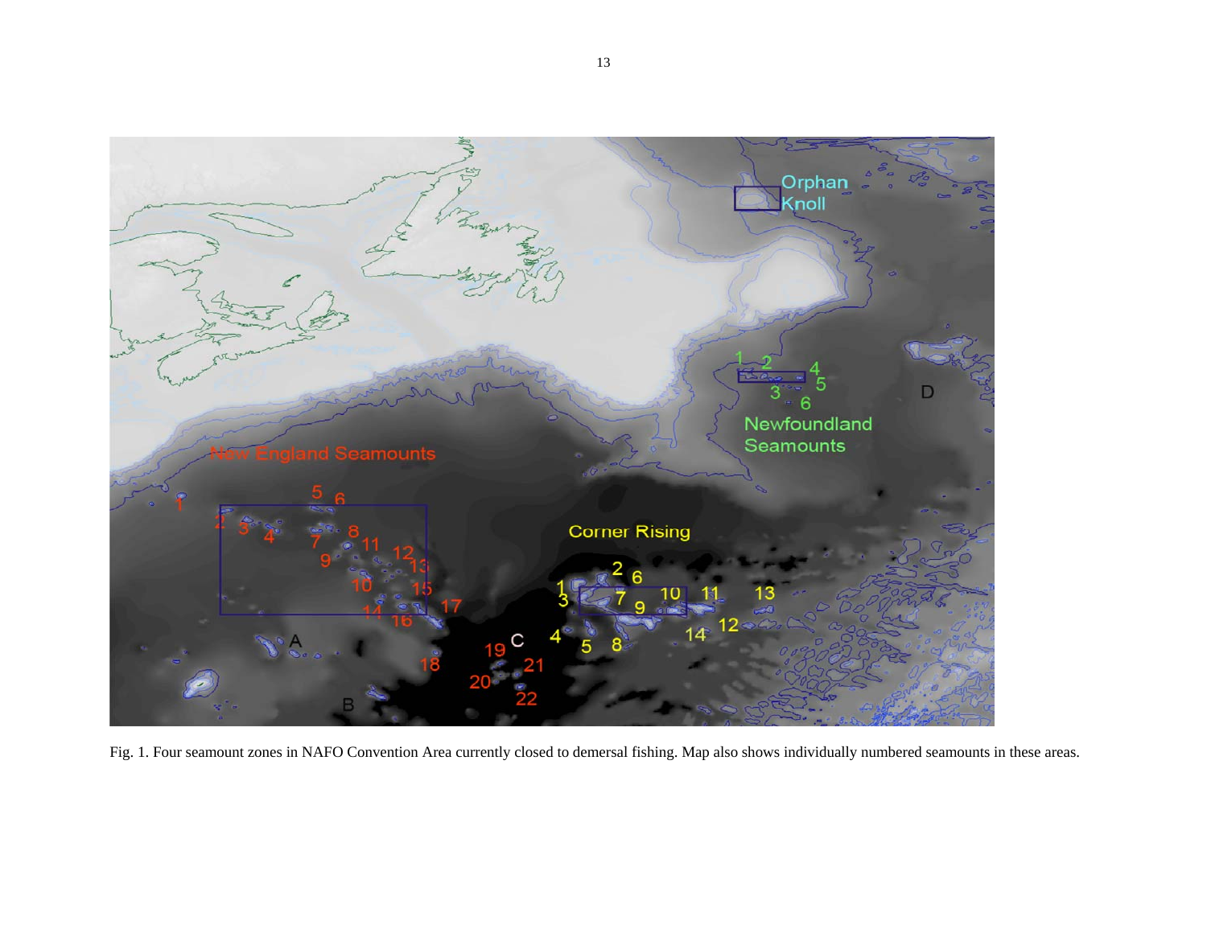Fig. 1. Four seamount zones in NAFO Convention Area currently closed to demersal fishing. Map also shows individually numbered seamounts in these areas.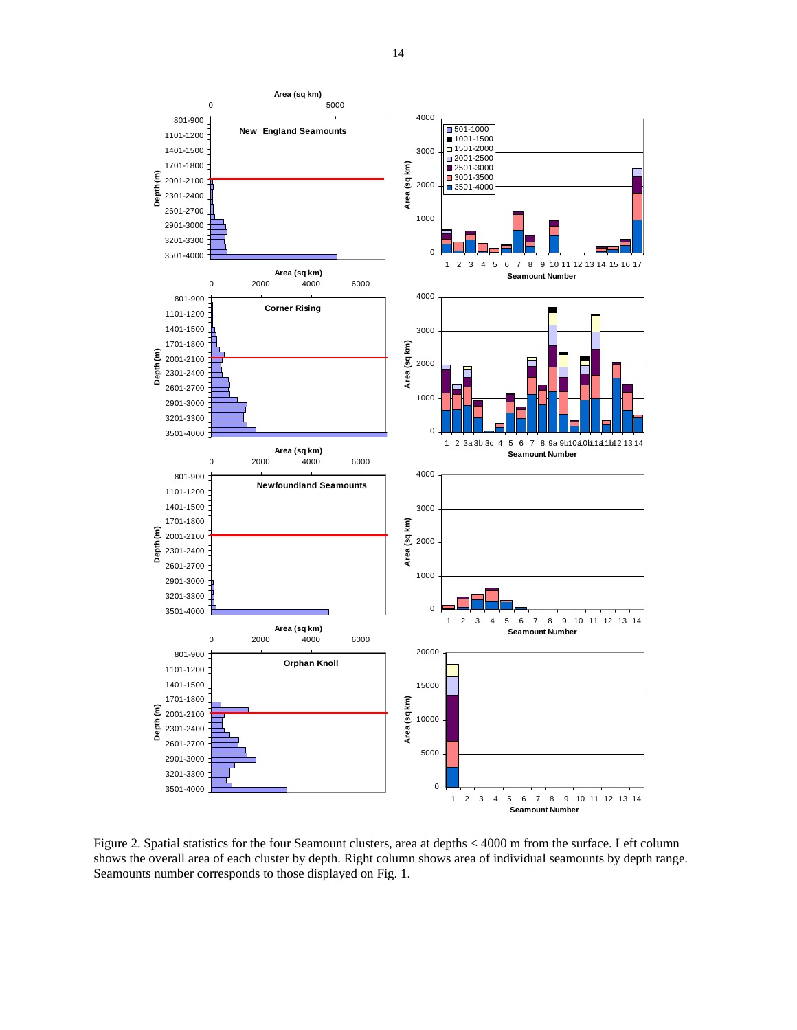Figure 2. Spatial statistics for the four Seamount clusters, area at depths < 4000 m from the surface. Left column shows the overall area of each cluster by depth. Right column shows area of individual seamounts by depth range. Seamounts number corresponds to those displayed on Fig. 1.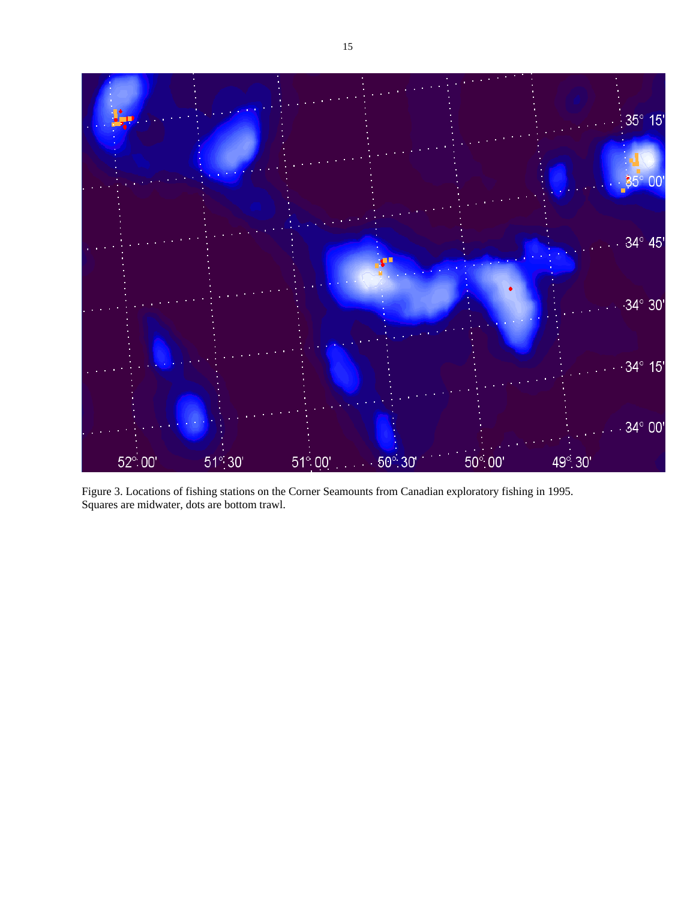Figure 3. Locations of fishing stations on the Corner Seamounts from Canadian exploratory fishing in 1995. Squares are midwater, dots are bottom trawl.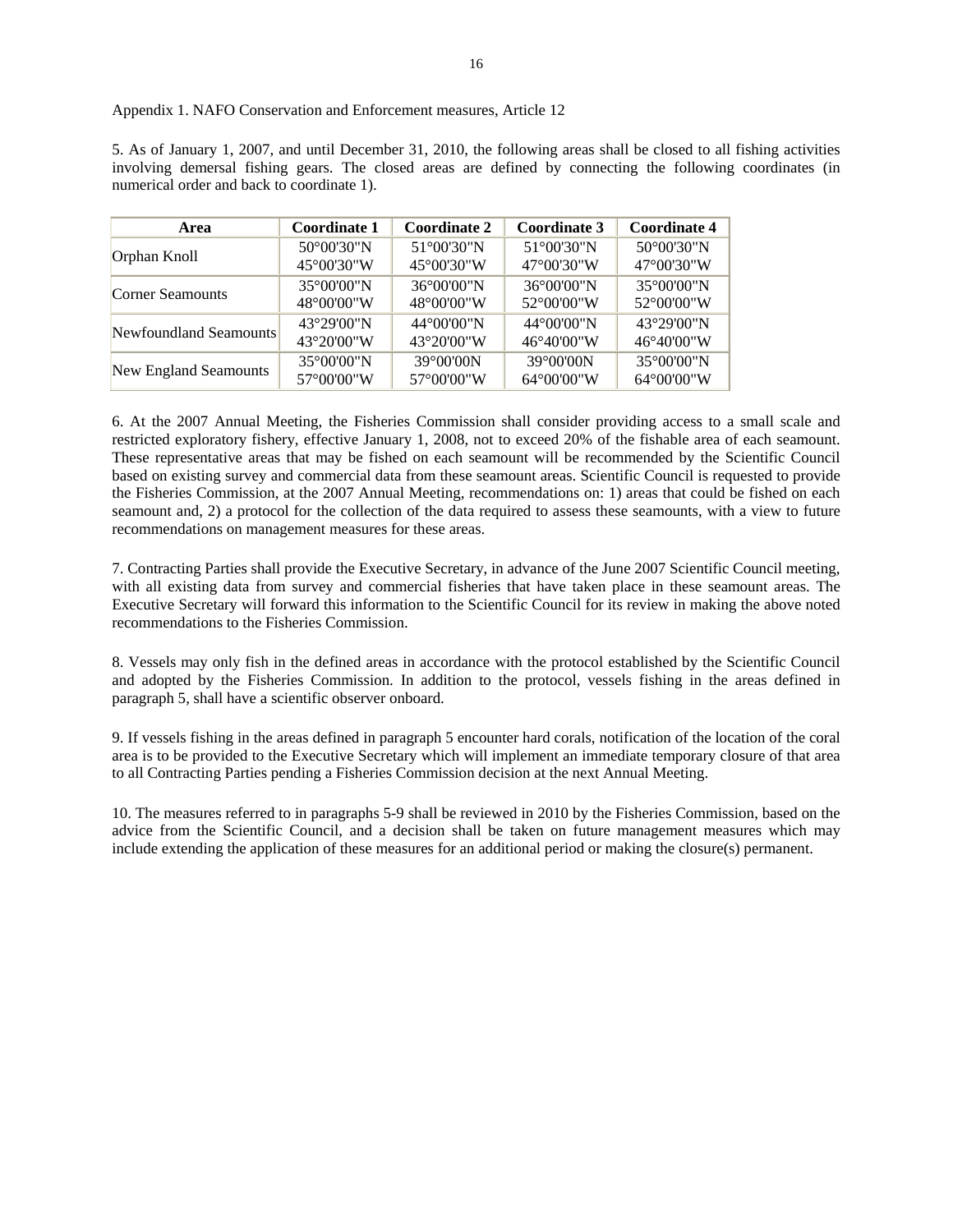Appendix 1. NAFO Conservation and Enforcement measures, Article 12

5. As of January 1, 2007, and until December 31, 2010, the following areas shall be closed to all fishing activities involving demersal fishing gears. The closed areas are defined by connecting the following coordinates (in numerical order and back to coordinate 1).

| Area | Coordinate 1 | Coordinate 2 | Coordinate 3 | Coordinate 4 |
|---|---|---|---|---|
| Orphan Knoll | 50°00'30"N 45°00'30"W | 51°00'30"N 45°00'30"W | 51°00'30"N 47°00'30"W | 50°00'30"N 47°00'30"W |
| Corner Seamounts | 35°00'00"N 48°00'00"W | 36°00'00"N 48°00'00"W | 36°00'00"N 52°00'00"W | 35°00'00"N 52°00'00"W |
| Newfoundland Seamounts | 43°29'00"N 43°20'00"W | 44°00'00"N 43°20'00"W | 44°00'00"N 46°40'00"W | 43°29'00"N 46°40'00"W |
| New England Seamounts | 35°00'00"N 57°00'00"W | 39°00'00N 57°00'00"W | 39°00'00N 64°00'00"W | 35°00'00"N 64°00'00"W |

6. At the 2007 Annual Meeting, the Fisheries Commission shall consider providing access to a small scale and restricted exploratory fishery, effective January 1, 2008, not to exceed 20% of the fishable area of each seamount. These representative areas that may be fished on each seamount will be recommended by the Scientific Council based on existing survey and commercial data from these seamount areas. Scientific Council is requested to provide the Fisheries Commission, at the 2007 Annual Meeting, recommendations on: 1) areas that could be fished on each seamount and, 2) a protocol for the collection of the data required to assess these seamounts, with a view to future recommendations on management measures for these areas.

7. Contracting Parties shall provide the Executive Secretary, in advance of the June 2007 Scientific Council meeting, with all existing data from survey and commercial fisheries that have taken place in these seamount areas. The Executive Secretary will forward this information to the Scientific Council for its review in making the above noted recommendations to the Fisheries Commission.

8. Vessels may only fish in the defined areas in accordance with the protocol established by the Scientific Council and adopted by the Fisheries Commission. In addition to the protocol, vessels fishing in the areas defined in paragraph 5, shall have a scientific observer onboard.

9. If vessels fishing in the areas defined in paragraph 5 encounter hard corals, notification of the location of the coral area is to be provided to the Executive Secretary which will implement an immediate temporary closure of that area to all Contracting Parties pending a Fisheries Commission decision at the next Annual Meeting.

10. The measures referred to in paragraphs 5-9 shall be reviewed in 2010 by the Fisheries Commission, based on the advice from the Scientific Council, and a decision shall be taken on future management measures which may include extending the application of these measures for an additional period or making the closure(s) permanent.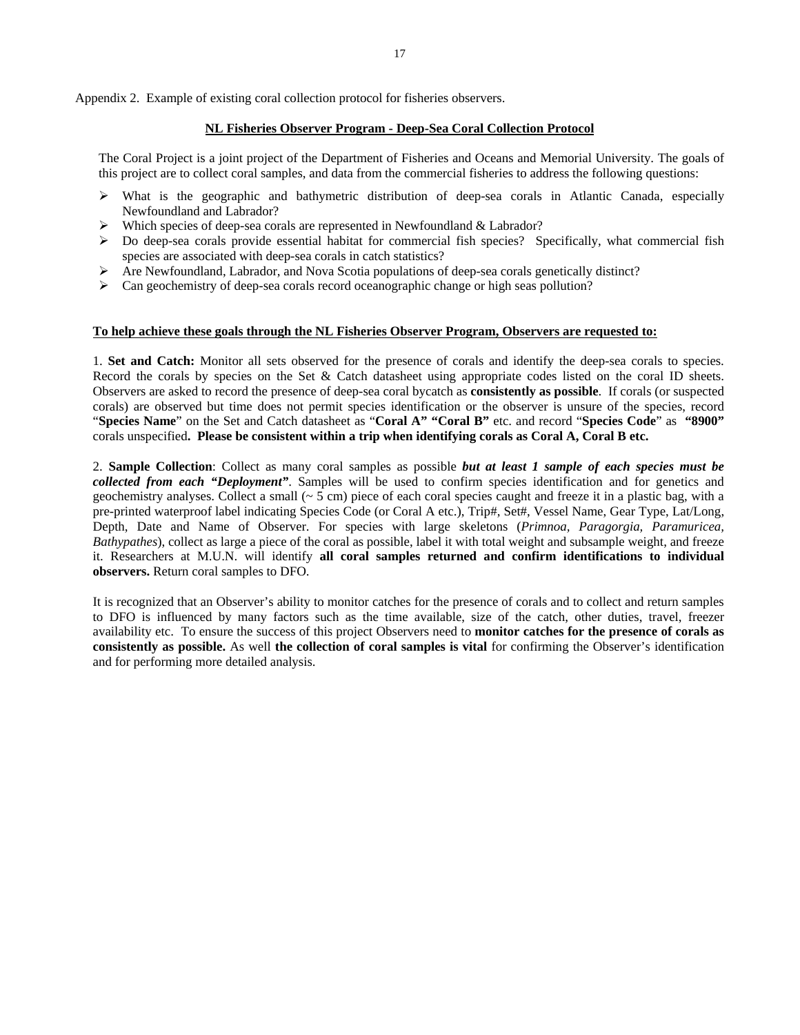Appendix 2. Example of existing coral collection protocol for fisheries observers.

## NL Fisheries Observer Program - Deep-Sea Coral Collection Protocol

The Coral Project is a joint project of the Department of Fisheries and Oceans and Memorial University. The goals of this project are to collect coral samples, and data from the commercial fisheries to address the following questions:

- What is the geographic and bathymetric distribution of deep-sea corals in Atlantic Canada, especially Newfoundland and Labrador?
- Which species of deep-sea corals are represented in Newfoundland & Labrador?
- Do deep-sea corals provide essential habitat for commercial fish species? Specifically, what commercial fish species are associated with deep-sea corals in catch statistics?
- Are Newfoundland, Labrador, and Nova Scotia populations of deep-sea corals genetically distinct?
- Can geochemistry of deep-sea corals record oceanographic change or high seas pollution?

**To help achieve these goals through the NL Fisheries Observer Program, Observers are requested to:**

1. **Set and Catch:** Monitor all sets observed for the presence of corals and identify the deep-sea corals to species. Record the corals by species on the Set & Catch datasheet using appropriate codes listed on the coral ID sheets. Observers are asked to record the presence of deep-sea coral bycatch as **consistently as possible**. If corals (or suspected corals) are observed but time does not permit species identification or the observer is unsure of the species, record "**Species Name**" on the Set and Catch datasheet as "**Coral A" "Coral B"** etc. and record "**Species Code**" as **"8900"** corals unspecified**. Please be consistent within a trip when identifying corals as Coral A, Coral B etc.**

2. **Sample Collection**: Collect as many coral samples as possible ***but at least 1 sample of each species must be collected from each "Deployment"***. Samples will be used to confirm species identification and for genetics and geochemistry analyses. Collect a small (~ 5 cm) piece of each coral species caught and freeze it in a plastic bag, with a pre-printed waterproof label indicating Species Code (or Coral A etc.), Trip#, Set#, Vessel Name, Gear Type, Lat/Long, Depth, Date and Name of Observer. For species with large skeletons (*Primnoa, Paragorgia, Paramuricea, Bathypathes*), collect as large a piece of the coral as possible, label it with total weight and subsample weight, and freeze it. Researchers at M.U.N. will identify **all coral samples returned and confirm identifications to individual observers.** Return coral samples to DFO.

It is recognized that an Observer's ability to monitor catches for the presence of corals and to collect and return samples to DFO is influenced by many factors such as the time available, size of the catch, other duties, travel, freezer availability etc. To ensure the success of this project Observers need to **monitor catches for the presence of corals as consistently as possible.** As well **the collection of coral samples is vital** for confirming the Observer's identification and for performing more detailed analysis.